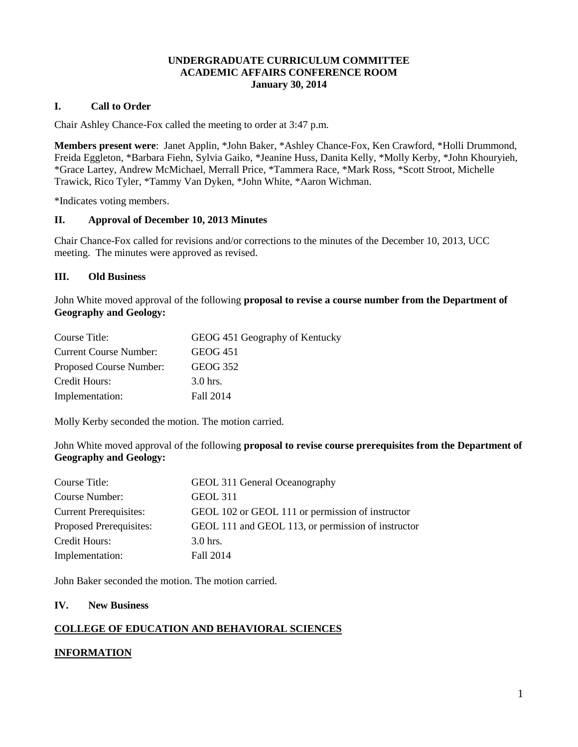**UNDERGRADUATE CURRICULUM COMMITTEE**
**ACADEMIC AFFAIRS CONFERENCE ROOM**
**January 30, 2014**

## I. Call to Order

Chair Ashley Chance-Fox called the meeting to order at 3:47 p.m.

**Members present were**: Janet Applin, *John Baker, *Ashley Chance-Fox, Ken Crawford, *Holli Drummond, Freida Eggleton, *Barbara Fiehn, Sylvia Gaiko, *Jeanine Huss, Danita Kelly, *Molly Kerby, *John Khouryieh, *Grace Lartey, Andrew McMichael, Merrall Price, *Tammera Race, *Mark Ross, *Scott Stroot, Michelle Trawick, Rico Tyler, *Tammy Van Dyken, *John White, *Aaron Wichman.

*Indicates voting members.

## II. Approval of December 10, 2013 Minutes

Chair Chance-Fox called for revisions and/or corrections to the minutes of the December 10, 2013, UCC meeting. The minutes were approved as revised.

## III. Old Business

John White moved approval of the following **proposal to revise a course number from the Department of Geography and Geology:**

| | |
|---|---|
| Course Title: | GEOG 451 Geography of Kentucky |
| Current Course Number: | GEOG 451 |
| Proposed Course Number: | GEOG 352 |
| Credit Hours: | 3.0 hrs. |
| Implementation: | Fall 2014 |

Molly Kerby seconded the motion. The motion carried.

John White moved approval of the following **proposal to revise course prerequisites from the Department of Geography and Geology:**

| | |
|---|---|
| Course Title: | GEOL 311 General Oceanography |
| Course Number: | GEOL 311 |
| Current Prerequisites: | GEOL 102 or GEOL 111 or permission of instructor |
| Proposed Prerequisites: | GEOL 111 and GEOL 113, or permission of instructor |
| Credit Hours: | 3.0 hrs. |
| Implementation: | Fall 2014 |

John Baker seconded the motion. The motion carried.

## IV. New Business

**COLLEGE OF EDUCATION AND BEHAVIORAL SCIENCES**

**INFORMATION**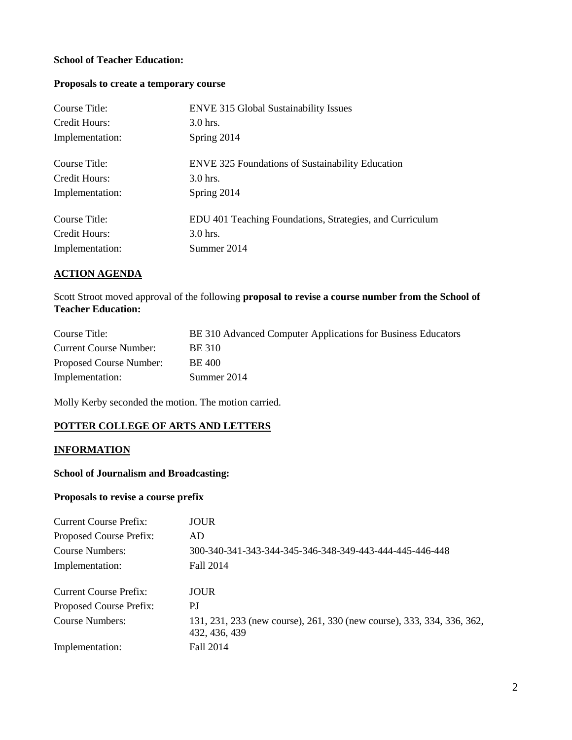**School of Teacher Education:**

**Proposals to create a temporary course**

| | |
|---|---|
| Course Title: | ENVE 315 Global Sustainability Issues |
| Credit Hours: | 3.0 hrs. |
| Implementation: | Spring 2014 |

| | |
|---|---|
| Course Title: | ENVE 325 Foundations of Sustainability Education |
| Credit Hours: | 3.0 hrs. |
| Implementation: | Spring 2014 |

| | |
|---|---|
| Course Title: | EDU 401 Teaching Foundations, Strategies, and Curriculum |
| Credit Hours: | 3.0 hrs. |
| Implementation: | Summer 2014 |

## ACTION AGENDA

Scott Stroot moved approval of the following **proposal to revise a course number from the School of Teacher Education:**

| | |
|---|---|
| Course Title: | BE 310 Advanced Computer Applications for Business Educators |
| Current Course Number: | BE 310 |
| Proposed Course Number: | BE 400 |
| Implementation: | Summer 2014 |

Molly Kerby seconded the motion. The motion carried.

## POTTER COLLEGE OF ARTS AND LETTERS

## INFORMATION

**School of Journalism and Broadcasting:**

**Proposals to revise a course prefix**

| | |
|---|---|
| Current Course Prefix: | JOUR |
| Proposed Course Prefix: | AD |
| Course Numbers: | 300-340-341-343-344-345-346-348-349-443-444-445-446-448 |
| Implementation: | Fall 2014 |

| | |
|---|---|
| Current Course Prefix: | JOUR |
| Proposed Course Prefix: | PJ |
| Course Numbers: | 131, 231, 233 (new course), 261, 330 (new course), 333, 334, 336, 362, 432, 436, 439 |
| Implementation: | Fall 2014 |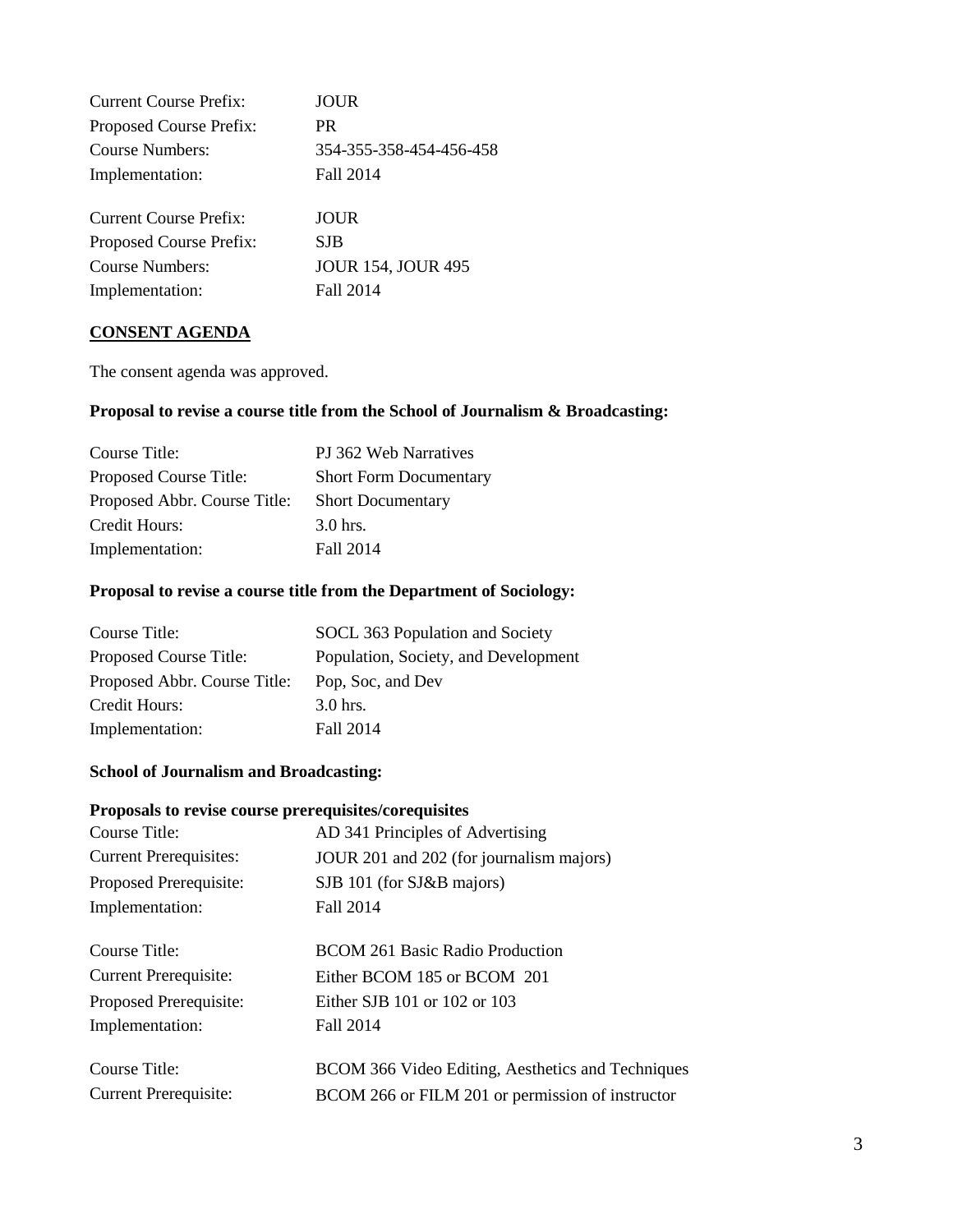Current Course Prefix: JOUR
Proposed Course Prefix: PR
Course Numbers: 354-355-358-454-456-458
Implementation: Fall 2014

Current Course Prefix: JOUR
Proposed Course Prefix: SJB
Course Numbers: JOUR 154, JOUR 495
Implementation: Fall 2014

**CONSENT AGENDA**

The consent agenda was approved.

**Proposal to revise a course title from the School of Journalism & Broadcasting:**

Course Title: PJ 362 Web Narratives
Proposed Course Title: Short Form Documentary
Proposed Abbr. Course Title: Short Documentary
Credit Hours: 3.0 hrs.
Implementation: Fall 2014

**Proposal to revise a course title from the Department of Sociology:**

Course Title: SOCL 363 Population and Society
Proposed Course Title: Population, Society, and Development
Proposed Abbr. Course Title: Pop, Soc, and Dev
Credit Hours: 3.0 hrs.
Implementation: Fall 2014

**School of Journalism and Broadcasting:**

**Proposals to revise course prerequisites/corequisites**

Course Title: AD 341 Principles of Advertising
Current Prerequisites: JOUR 201 and 202 (for journalism majors)
Proposed Prerequisite: SJB 101 (for SJ&B majors)
Implementation: Fall 2014

Course Title: BCOM 261 Basic Radio Production
Current Prerequisite: Either BCOM 185 or BCOM 201
Proposed Prerequisite: Either SJB 101 or 102 or 103
Implementation: Fall 2014

Course Title: BCOM 366 Video Editing, Aesthetics and Techniques
Current Prerequisite: BCOM 266 or FILM 201 or permission of instructor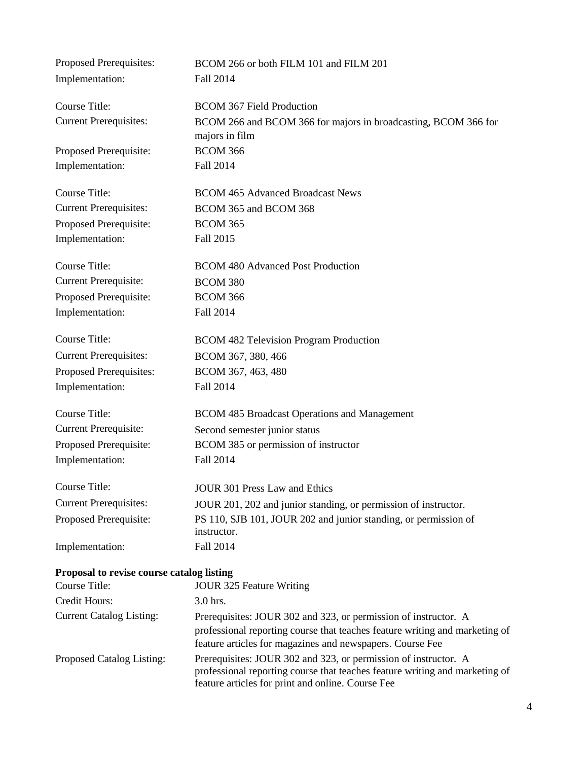Proposed Prerequisites: BCOM 266 or both FILM 101 and FILM 201
Implementation: Fall 2014

Course Title: BCOM 367 Field Production
Current Prerequisites: BCOM 266 and BCOM 366 for majors in broadcasting, BCOM 366 for majors in film
Proposed Prerequisite: BCOM 366
Implementation: Fall 2014

Course Title: BCOM 465 Advanced Broadcast News
Current Prerequisites: BCOM 365 and BCOM 368
Proposed Prerequisite: BCOM 365
Implementation: Fall 2015

Course Title: BCOM 480 Advanced Post Production
Current Prerequisite: BCOM 380
Proposed Prerequisite: BCOM 366
Implementation: Fall 2014

Course Title: BCOM 482 Television Program Production
Current Prerequisites: BCOM 367, 380, 466
Proposed Prerequisites: BCOM 367, 463, 480
Implementation: Fall 2014

Course Title: BCOM 485 Broadcast Operations and Management
Current Prerequisite: Second semester junior status
Proposed Prerequisite: BCOM 385 or permission of instructor
Implementation: Fall 2014

Course Title: JOUR 301 Press Law and Ethics
Current Prerequisites: JOUR 201, 202 and junior standing, or permission of instructor.
Proposed Prerequisite: PS 110, SJB 101, JOUR 202 and junior standing, or permission of instructor.
Implementation: Fall 2014

**Proposal to revise course catalog listing**

Course Title: JOUR 325 Feature Writing
Credit Hours: 3.0 hrs.
Current Catalog Listing: Prerequisites: JOUR 302 and 323, or permission of instructor. A professional reporting course that teaches feature writing and marketing of feature articles for magazines and newspapers. Course Fee
Proposed Catalog Listing: Prerequisites: JOUR 302 and 323, or permission of instructor. A professional reporting course that teaches feature writing and marketing of feature articles for print and online. Course Fee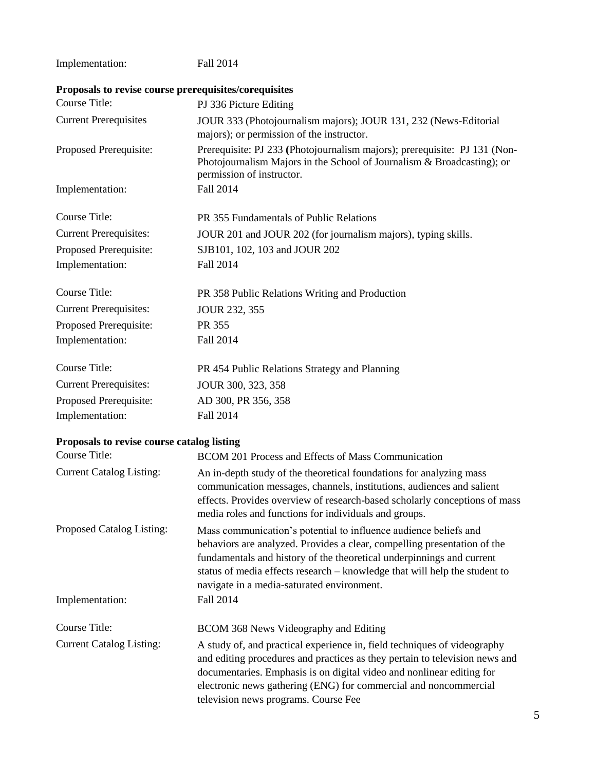Implementation: Fall 2014

**Proposals to revise course prerequisites/corequisites**

| | |
|---|---|
| Course Title: | PJ 336 Picture Editing |
| Current Prerequisites | JOUR 333 (Photojournalism majors); JOUR 131, 232 (News-Editorial majors); or permission of the instructor. |
| Proposed Prerequisite: | Prerequisite: PJ 233 **(**Photojournalism majors); prerequisite: PJ 131 (Non-Photojournalism Majors in the School of Journalism & Broadcasting); or permission of instructor. |
| Implementation: | Fall 2014 |

| | |
|---|---|
| Course Title: | PR 355 Fundamentals of Public Relations |
| Current Prerequisites: | JOUR 201 and JOUR 202 (for journalism majors), typing skills. |
| Proposed Prerequisite: | SJB101, 102, 103 and JOUR 202 |
| Implementation: | Fall 2014 |

| | |
|---|---|
| Course Title: | PR 358 Public Relations Writing and Production |
| Current Prerequisites: | JOUR 232, 355 |
| Proposed Prerequisite: | PR 355 |
| Implementation: | Fall 2014 |

| | |
|---|---|
| Course Title: | PR 454 Public Relations Strategy and Planning |
| Current Prerequisites: | JOUR 300, 323, 358 |
| Proposed Prerequisite: | AD 300, PR 356, 358 |
| Implementation: | Fall 2014 |

**Proposals to revise course catalog listing**

| | |
|---|---|
| Course Title: | BCOM 201 Process and Effects of Mass Communication |
| Current Catalog Listing: | An in-depth study of the theoretical foundations for analyzing mass communication messages, channels, institutions, audiences and salient effects. Provides overview of research-based scholarly conceptions of mass media roles and functions for individuals and groups. |
| Proposed Catalog Listing: | Mass communication's potential to influence audience beliefs and behaviors are analyzed. Provides a clear, compelling presentation of the fundamentals and history of the theoretical underpinnings and current status of media effects research – knowledge that will help the student to navigate in a media-saturated environment. |
| Implementation: | Fall 2014 |

| | |
|---|---|
| Course Title: | BCOM 368 News Videography and Editing |
| Current Catalog Listing: | A study of, and practical experience in, field techniques of videography and editing procedures and practices as they pertain to television news and documentaries. Emphasis is on digital video and nonlinear editing for electronic news gathering (ENG) for commercial and noncommercial television news programs. Course Fee |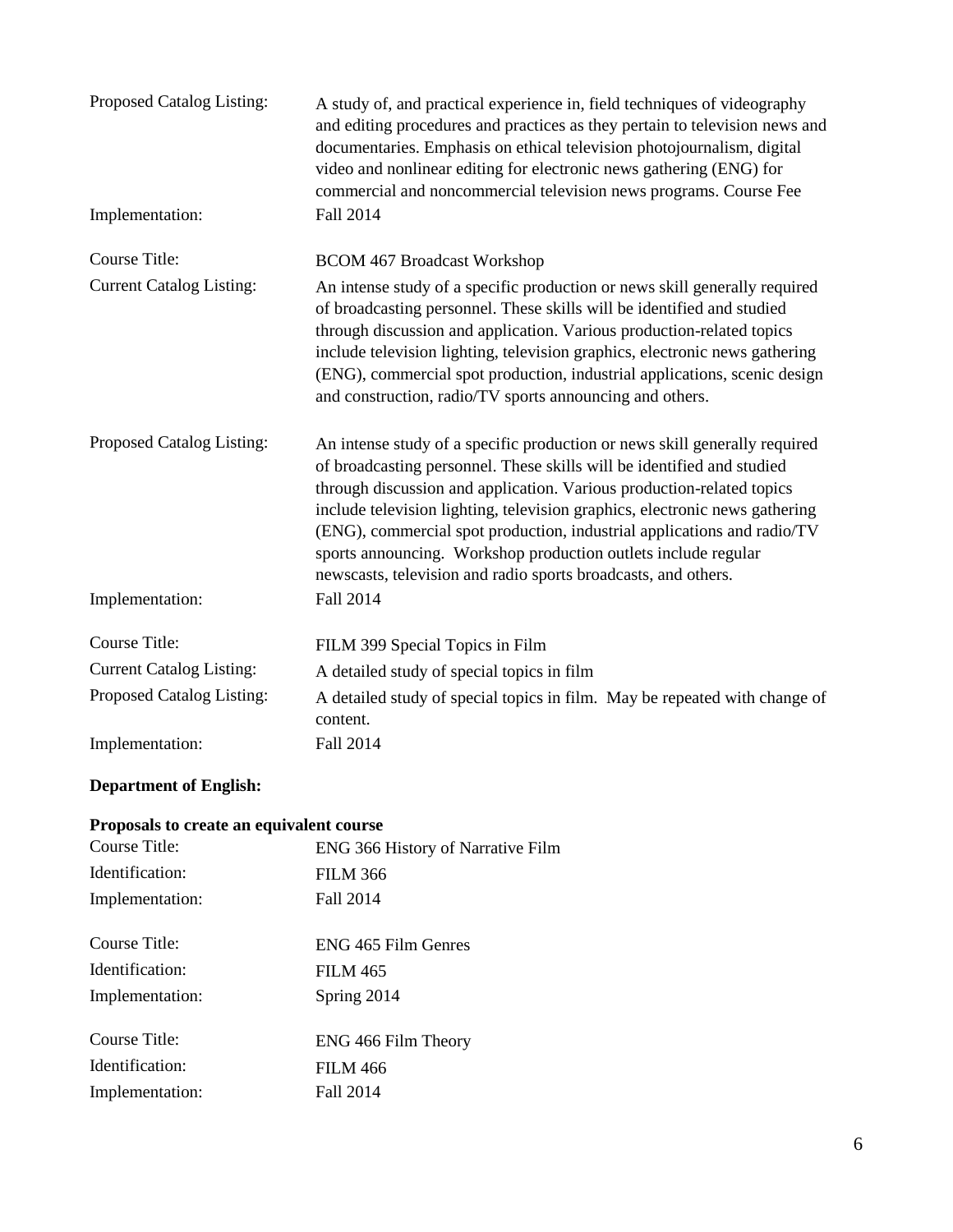Proposed Catalog Listing: A study of, and practical experience in, field techniques of videography and editing procedures and practices as they pertain to television news and documentaries. Emphasis on ethical television photojournalism, digital video and nonlinear editing for electronic news gathering (ENG) for commercial and noncommercial television news programs. Course Fee

Implementation: Fall 2014

Course Title: BCOM 467 Broadcast Workshop

Current Catalog Listing: An intense study of a specific production or news skill generally required of broadcasting personnel. These skills will be identified and studied through discussion and application. Various production-related topics include television lighting, television graphics, electronic news gathering (ENG), commercial spot production, industrial applications, scenic design and construction, radio/TV sports announcing and others.

Proposed Catalog Listing: An intense study of a specific production or news skill generally required of broadcasting personnel. These skills will be identified and studied through discussion and application. Various production-related topics include television lighting, television graphics, electronic news gathering (ENG), commercial spot production, industrial applications and radio/TV sports announcing. Workshop production outlets include regular newscasts, television and radio sports broadcasts, and others.

Implementation: Fall 2014

Course Title: FILM 399 Special Topics in Film

Current Catalog Listing: A detailed study of special topics in film

Proposed Catalog Listing: A detailed study of special topics in film. May be repeated with change of content.

Implementation: Fall 2014

**Department of English:**

**Proposals to create an equivalent course**

Course Title: ENG 366 History of Narrative Film

Identification: FILM 366

Implementation: Fall 2014

Course Title: ENG 465 Film Genres

Identification: FILM 465

Implementation: Spring 2014

Course Title: ENG 466 Film Theory

Identification: FILM 466

Implementation: Fall 2014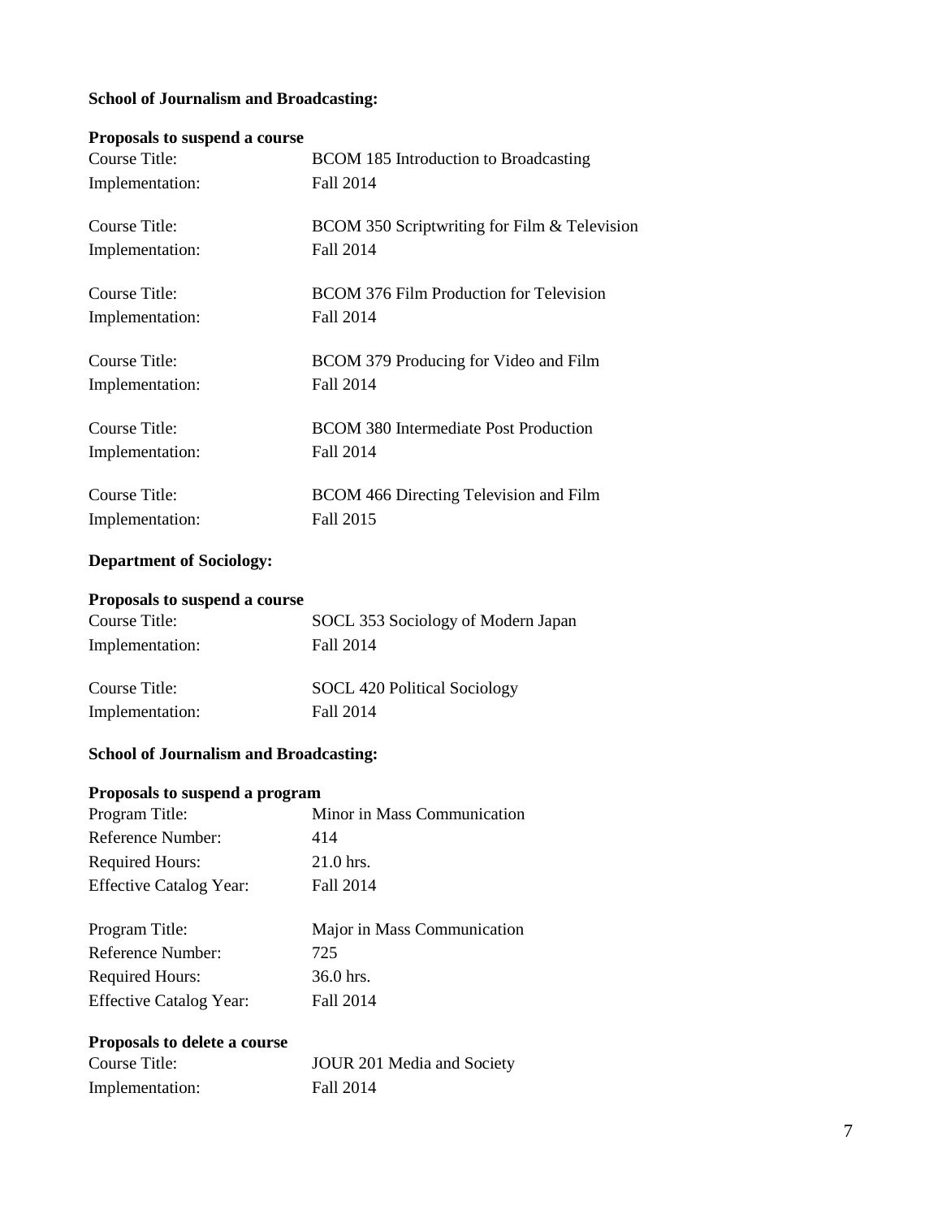**School of Journalism and Broadcasting:**

**Proposals to suspend a course**

Course Title: BCOM 185 Introduction to Broadcasting
Implementation: Fall 2014

Course Title: BCOM 350 Scriptwriting for Film & Television
Implementation: Fall 2014

Course Title: BCOM 376 Film Production for Television
Implementation: Fall 2014

Course Title: BCOM 379 Producing for Video and Film
Implementation: Fall 2014

Course Title: BCOM 380 Intermediate Post Production
Implementation: Fall 2014

Course Title: BCOM 466 Directing Television and Film
Implementation: Fall 2015

**Department of Sociology:**

**Proposals to suspend a course**

Course Title: SOCL 353 Sociology of Modern Japan
Implementation: Fall 2014

Course Title: SOCL 420 Political Sociology
Implementation: Fall 2014

**School of Journalism and Broadcasting:**

**Proposals to suspend a program**

Program Title: Minor in Mass Communication
Reference Number: 414
Required Hours: 21.0 hrs.
Effective Catalog Year: Fall 2014

Program Title: Major in Mass Communication
Reference Number: 725
Required Hours: 36.0 hrs.
Effective Catalog Year: Fall 2014

**Proposals to delete a course**

Course Title: JOUR 201 Media and Society
Implementation: Fall 2014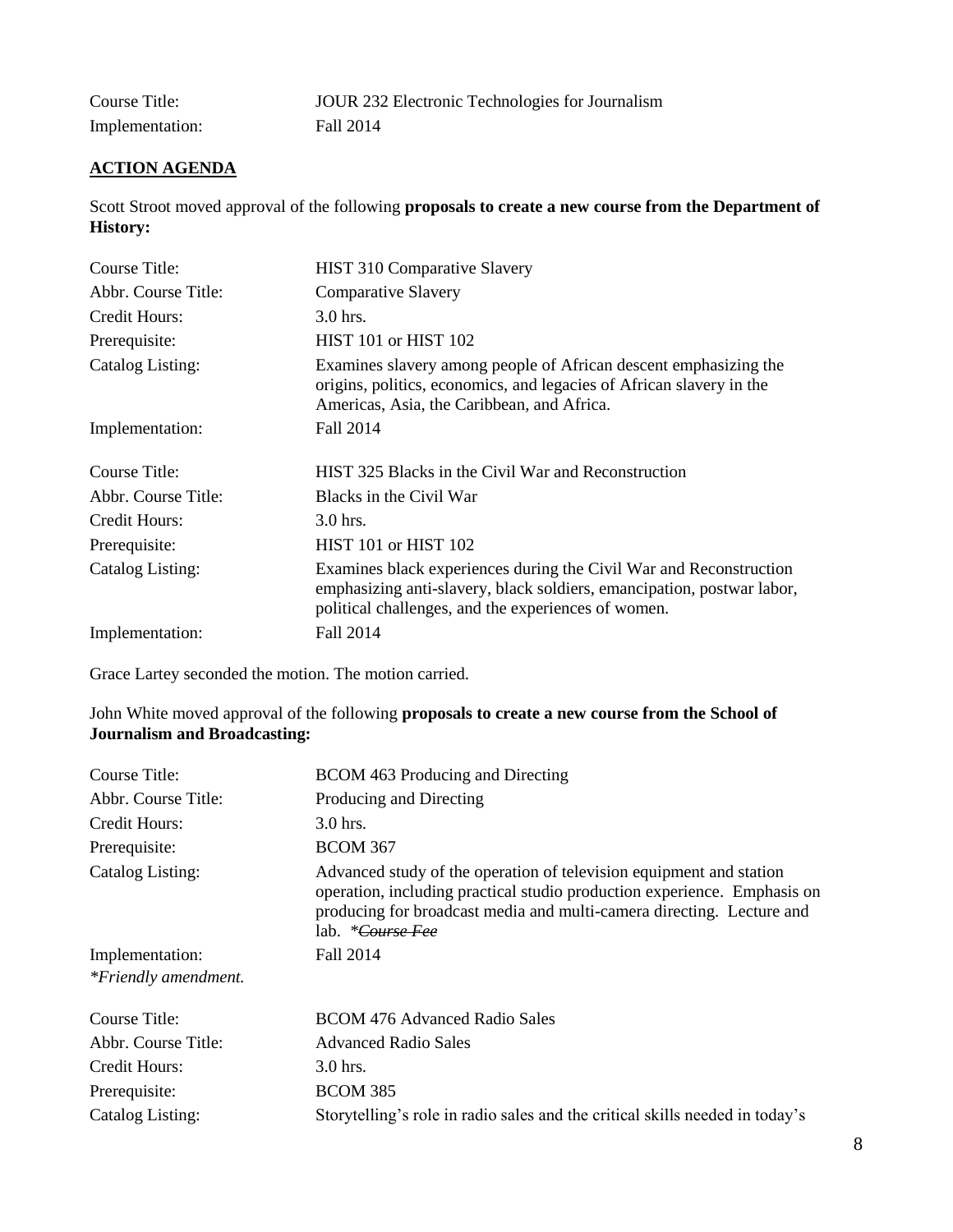| | |
|---|---|
| Course Title: | JOUR 232 Electronic Technologies for Journalism |
| Implementation: | Fall 2014 |

## ACTION AGENDA

Scott Stroot moved approval of the following **proposals to create a new course from the Department of History:**

| | |
|---|---|
| Course Title: | HIST 310 Comparative Slavery |
| Abbr. Course Title: | Comparative Slavery |
| Credit Hours: | 3.0 hrs. |
| Prerequisite: | HIST 101 or HIST 102 |
| Catalog Listing: | Examines slavery among people of African descent emphasizing the origins, politics, economics, and legacies of African slavery in the Americas, Asia, the Caribbean, and Africa. |
| Implementation: | Fall 2014 |

| | |
|---|---|
| Course Title: | HIST 325 Blacks in the Civil War and Reconstruction |
| Abbr. Course Title: | Blacks in the Civil War |
| Credit Hours: | 3.0 hrs. |
| Prerequisite: | HIST 101 or HIST 102 |
| Catalog Listing: | Examines black experiences during the Civil War and Reconstruction emphasizing anti-slavery, black soldiers, emancipation, postwar labor, political challenges, and the experiences of women. |
| Implementation: | Fall 2014 |

Grace Lartey seconded the motion. The motion carried.

John White moved approval of the following **proposals to create a new course from the School of Journalism and Broadcasting:**

| | |
|---|---|
| Course Title: | BCOM 463 Producing and Directing |
| Abbr. Course Title: | Producing and Directing |
| Credit Hours: | 3.0 hrs. |
| Prerequisite: | BCOM 367 |
| Catalog Listing: | Advanced study of the operation of television equipment and station operation, including practical studio production experience. Emphasis on producing for broadcast media and multi-camera directing. Lecture and lab. *~~Course Fee~~ |
| Implementation: | Fall 2014 |

*\*Friendly amendment.*

| | |
|---|---|
| Course Title: | BCOM 476 Advanced Radio Sales |
| Abbr. Course Title: | Advanced Radio Sales |
| Credit Hours: | 3.0 hrs. |
| Prerequisite: | BCOM 385 |
| Catalog Listing: | Storytelling's role in radio sales and the critical skills needed in today's |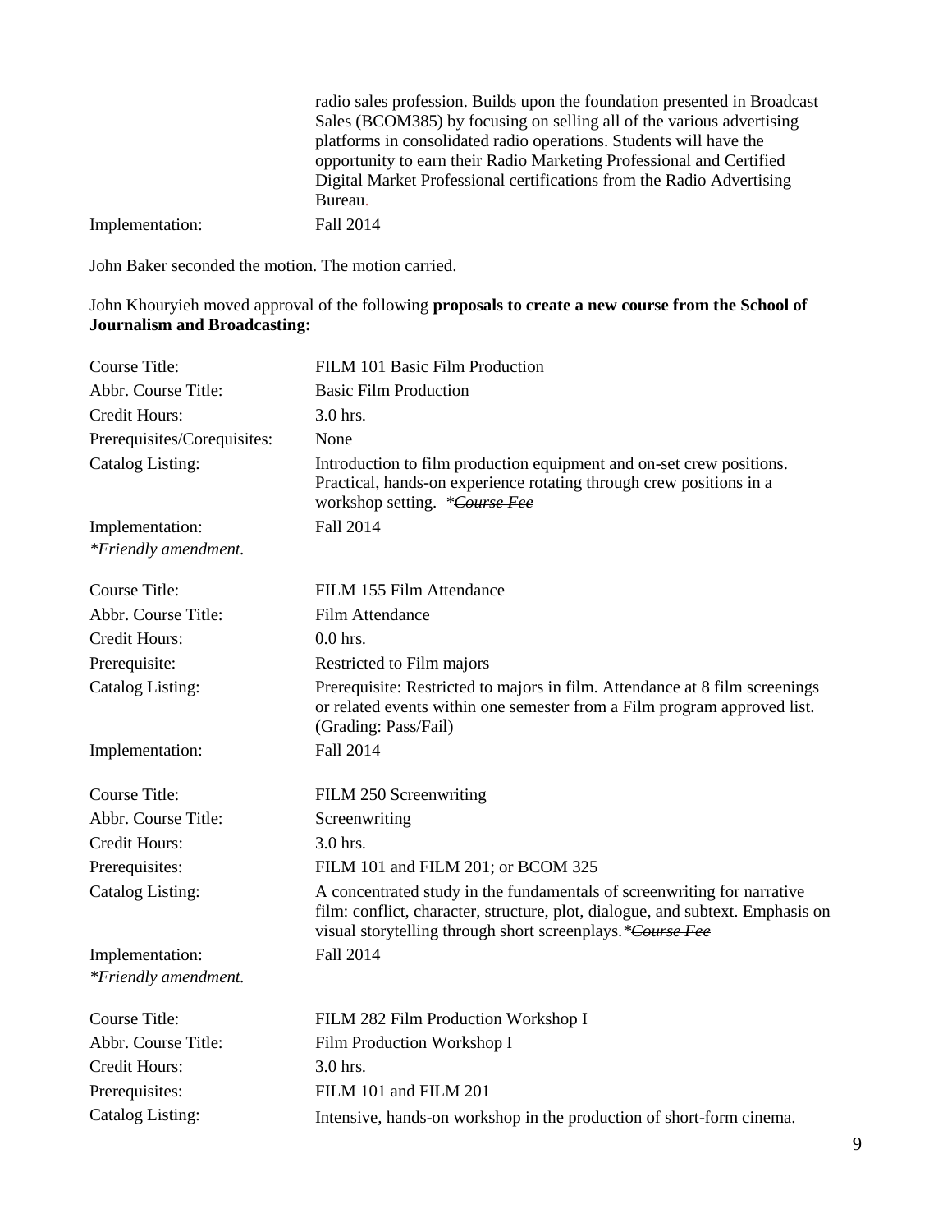| | |
|---|---|
| | radio sales profession. Builds upon the foundation presented in Broadcast Sales (BCOM385) by focusing on selling all of the various advertising platforms in consolidated radio operations. Students will have the opportunity to earn their Radio Marketing Professional and Certified Digital Market Professional certifications from the Radio Advertising Bureau. |
| Implementation: | Fall 2014 |

John Baker seconded the motion. The motion carried.

John Khouryieh moved approval of the following **proposals to create a new course from the School of Journalism and Broadcasting:**

| | |
|---|---|
| Course Title: | FILM 101 Basic Film Production |
| Abbr. Course Title: | Basic Film Production |
| Credit Hours: | 3.0 hrs. |
| Prerequisites/Corequisites: | None |
| Catalog Listing: | Introduction to film production equipment and on-set crew positions. Practical, hands-on experience rotating through crew positions in a workshop setting. *~~Course Fee~~ |
| Implementation: | Fall 2014 |
| *Friendly amendment.* | |

| | |
|---|---|
| Course Title: | FILM 155 Film Attendance |
| Abbr. Course Title: | Film Attendance |
| Credit Hours: | 0.0 hrs. |
| Prerequisite: | Restricted to Film majors |
| Catalog Listing: | Prerequisite: Restricted to majors in film. Attendance at 8 film screenings or related events within one semester from a Film program approved list. (Grading: Pass/Fail) |
| Implementation: | Fall 2014 |

| | |
|---|---|
| Course Title: | FILM 250 Screenwriting |
| Abbr. Course Title: | Screenwriting |
| Credit Hours: | 3.0 hrs. |
| Prerequisites: | FILM 101 and FILM 201; or BCOM 325 |
| Catalog Listing: | A concentrated study in the fundamentals of screenwriting for narrative film: conflict, character, structure, plot, dialogue, and subtext. Emphasis on visual storytelling through short screenplays.*~~Course Fee~~ |
| Implementation: | Fall 2014 |
| *Friendly amendment.* | |

| | |
|---|---|
| Course Title: | FILM 282 Film Production Workshop I |
| Abbr. Course Title: | Film Production Workshop I |
| Credit Hours: | 3.0 hrs. |
| Prerequisites: | FILM 101 and FILM 201 |
| Catalog Listing: | Intensive, hands-on workshop in the production of short-form cinema. |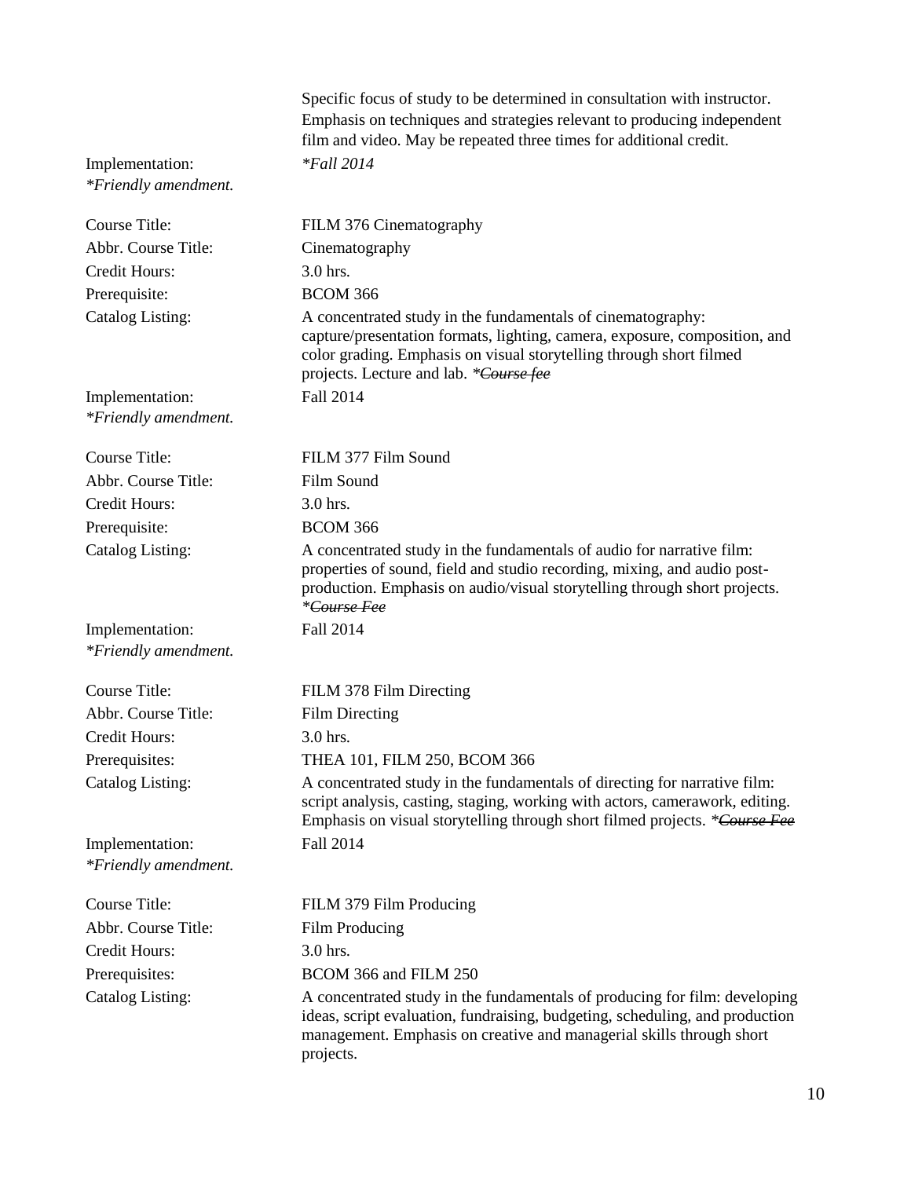Specific focus of study to be determined in consultation with instructor. Emphasis on techniques and strategies relevant to producing independent film and video. May be repeated three times for additional credit.

Implementation: *Fall 2014
*Friendly amendment.*

Course Title: FILM 376 Cinematography
Abbr. Course Title: Cinematography
Credit Hours: 3.0 hrs.
Prerequisite: BCOM 366
Catalog Listing: A concentrated study in the fundamentals of cinematography: capture/presentation formats, lighting, camera, exposure, composition, and color grading. Emphasis on visual storytelling through short filmed projects. Lecture and lab. **~~Course fee~~*

Implementation: Fall 2014
*Friendly amendment.*

Course Title: FILM 377 Film Sound
Abbr. Course Title: Film Sound
Credit Hours: 3.0 hrs.
Prerequisite: BCOM 366
Catalog Listing: A concentrated study in the fundamentals of audio for narrative film: properties of sound, field and studio recording, mixing, and audio post-production. Emphasis on audio/visual storytelling through short projects. **~~Course Fee~~*

Implementation: Fall 2014
*Friendly amendment.*

Course Title: FILM 378 Film Directing
Abbr. Course Title: Film Directing
Credit Hours: 3.0 hrs.
Prerequisites: THEA 101, FILM 250, BCOM 366
Catalog Listing: A concentrated study in the fundamentals of directing for narrative film: script analysis, casting, staging, working with actors, camerawork, editing. Emphasis on visual storytelling through short filmed projects. **~~Course Fee~~*

Implementation: Fall 2014
*Friendly amendment.*

Course Title: FILM 379 Film Producing
Abbr. Course Title: Film Producing
Credit Hours: 3.0 hrs.
Prerequisites: BCOM 366 and FILM 250
Catalog Listing: A concentrated study in the fundamentals of producing for film: developing ideas, script evaluation, fundraising, budgeting, scheduling, and production management. Emphasis on creative and managerial skills through short projects.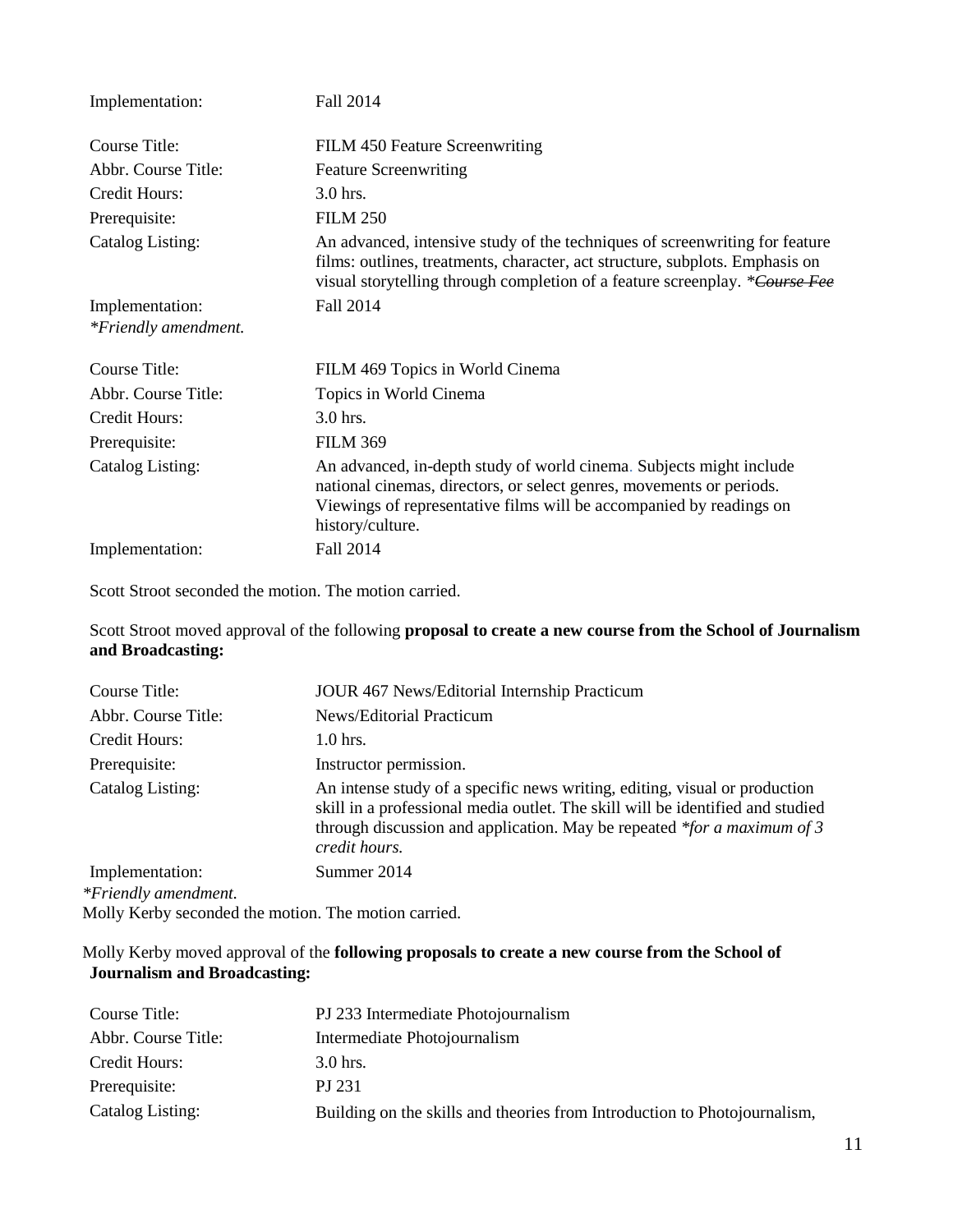| | |
|---|---|
| Implementation: | Fall 2014 |

| | |
|---|---|
| Course Title: | FILM 450 Feature Screenwriting |
| Abbr. Course Title: | Feature Screenwriting |
| Credit Hours: | 3.0 hrs. |
| Prerequisite: | FILM 250 |
| Catalog Listing: | An advanced, intensive study of the techniques of screenwriting for feature films: outlines, treatments, character, act structure, subplots. Emphasis on visual storytelling through completion of a feature screenplay. ~~*Course Fee~~ |
| Implementation: | Fall 2014 |

*\*Friendly amendment.*

| | |
|---|---|
| Course Title: | FILM 469 Topics in World Cinema |
| Abbr. Course Title: | Topics in World Cinema |
| Credit Hours: | 3.0 hrs. |
| Prerequisite: | FILM 369 |
| Catalog Listing: | An advanced, in-depth study of world cinema. Subjects might include national cinemas, directors, or select genres, movements or periods. Viewings of representative films will be accompanied by readings on history/culture. |
| Implementation: | Fall 2014 |

Scott Stroot seconded the motion. The motion carried.

Scott Stroot moved approval of the following **proposal to create a new course from the School of Journalism and Broadcasting:**

| | |
|---|---|
| Course Title: | JOUR 467 News/Editorial Internship Practicum |
| Abbr. Course Title: | News/Editorial Practicum |
| Credit Hours: | 1.0 hrs. |
| Prerequisite: | Instructor permission. |
| Catalog Listing: | An intense study of a specific news writing, editing, visual or production skill in a professional media outlet. The skill will be identified and studied through discussion and application. May be repeated *\*for a maximum of 3 credit hours.* |
| Implementation: | Summer 2014 |

*\*Friendly amendment.*

Molly Kerby seconded the motion. The motion carried.

Molly Kerby moved approval of the **following proposals to create a new course from the School of Journalism and Broadcasting:**

| | |
|---|---|
| Course Title: | PJ 233 Intermediate Photojournalism |
| Abbr. Course Title: | Intermediate Photojournalism |
| Credit Hours: | 3.0 hrs. |
| Prerequisite: | PJ 231 |
| Catalog Listing: | Building on the skills and theories from Introduction to Photojournalism, |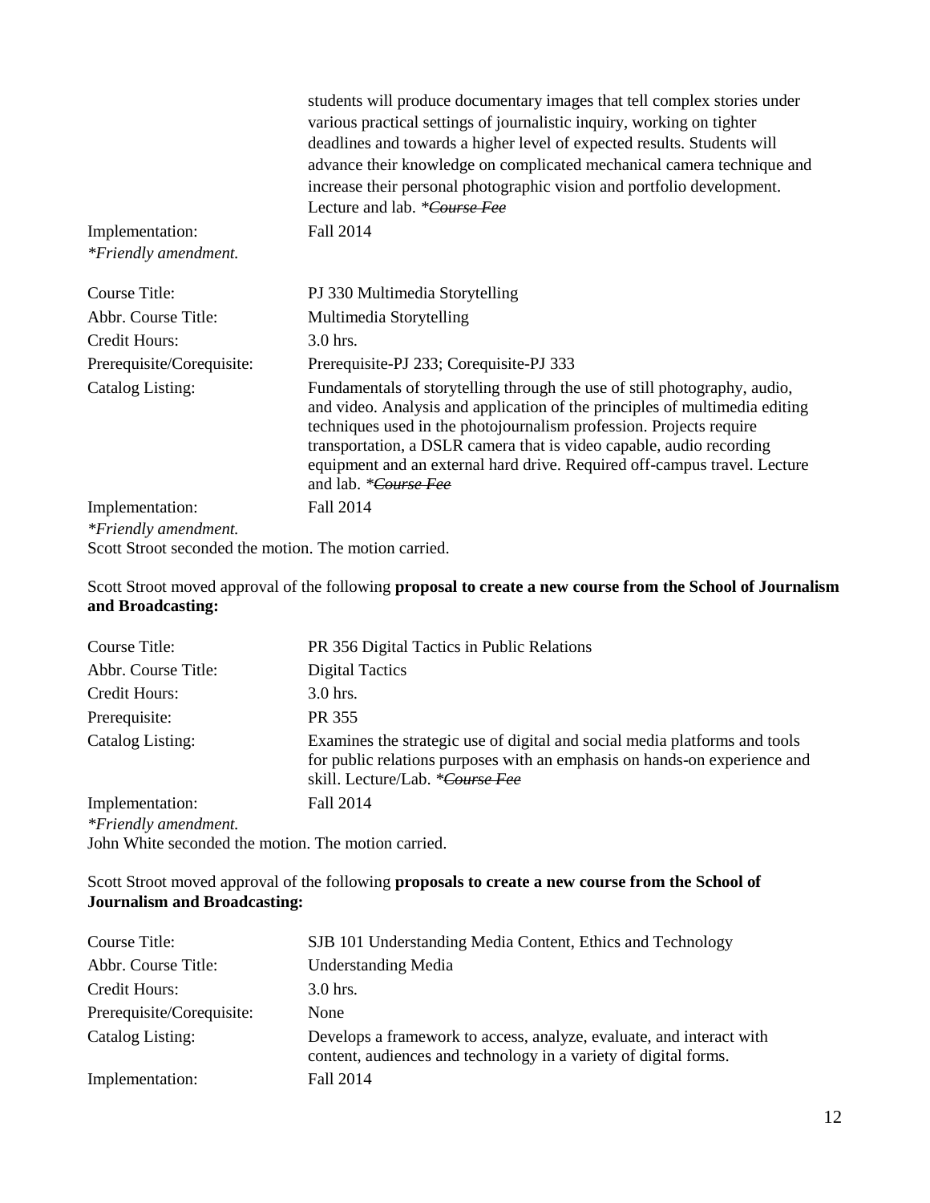| | |
|---|---|
| | students will produce documentary images that tell complex stories under various practical settings of journalistic inquiry, working on tighter deadlines and towards a higher level of expected results. Students will advance their knowledge on complicated mechanical camera technique and increase their personal photographic vision and portfolio development. Lecture and lab. *~~Course Fee~~* |
| Implementation: | Fall 2014 |

*\*Friendly amendment.*

| | |
|---|---|
| Course Title: | PJ 330 Multimedia Storytelling |
| Abbr. Course Title: | Multimedia Storytelling |
| Credit Hours: | 3.0 hrs. |
| Prerequisite/Corequisite: | Prerequisite-PJ 233; Corequisite-PJ 333 |
| Catalog Listing: | Fundamentals of storytelling through the use of still photography, audio, and video. Analysis and application of the principles of multimedia editing techniques used in the photojournalism profession. Projects require transportation, a DSLR camera that is video capable, audio recording equipment and an external hard drive. Required off-campus travel. Lecture and lab. *~~Course Fee~~* |
| Implementation: | Fall 2014 |

*\*Friendly amendment.*

Scott Stroot seconded the motion. The motion carried.

Scott Stroot moved approval of the following **proposal to create a new course from the School of Journalism and Broadcasting:**

| | |
|---|---|
| Course Title: | PR 356 Digital Tactics in Public Relations |
| Abbr. Course Title: | Digital Tactics |
| Credit Hours: | 3.0 hrs. |
| Prerequisite: | PR 355 |
| Catalog Listing: | Examines the strategic use of digital and social media platforms and tools for public relations purposes with an emphasis on hands-on experience and skill. Lecture/Lab. *~~Course Fee~~* |
| Implementation: | Fall 2014 |

*\*Friendly amendment.*

John White seconded the motion. The motion carried.

Scott Stroot moved approval of the following **proposals to create a new course from the School of Journalism and Broadcasting:**

| | |
|---|---|
| Course Title: | SJB 101 Understanding Media Content, Ethics and Technology |
| Abbr. Course Title: | Understanding Media |
| Credit Hours: | 3.0 hrs. |
| Prerequisite/Corequisite: | None |
| Catalog Listing: | Develops a framework to access, analyze, evaluate, and interact with content, audiences and technology in a variety of digital forms. |
| Implementation: | Fall 2014 |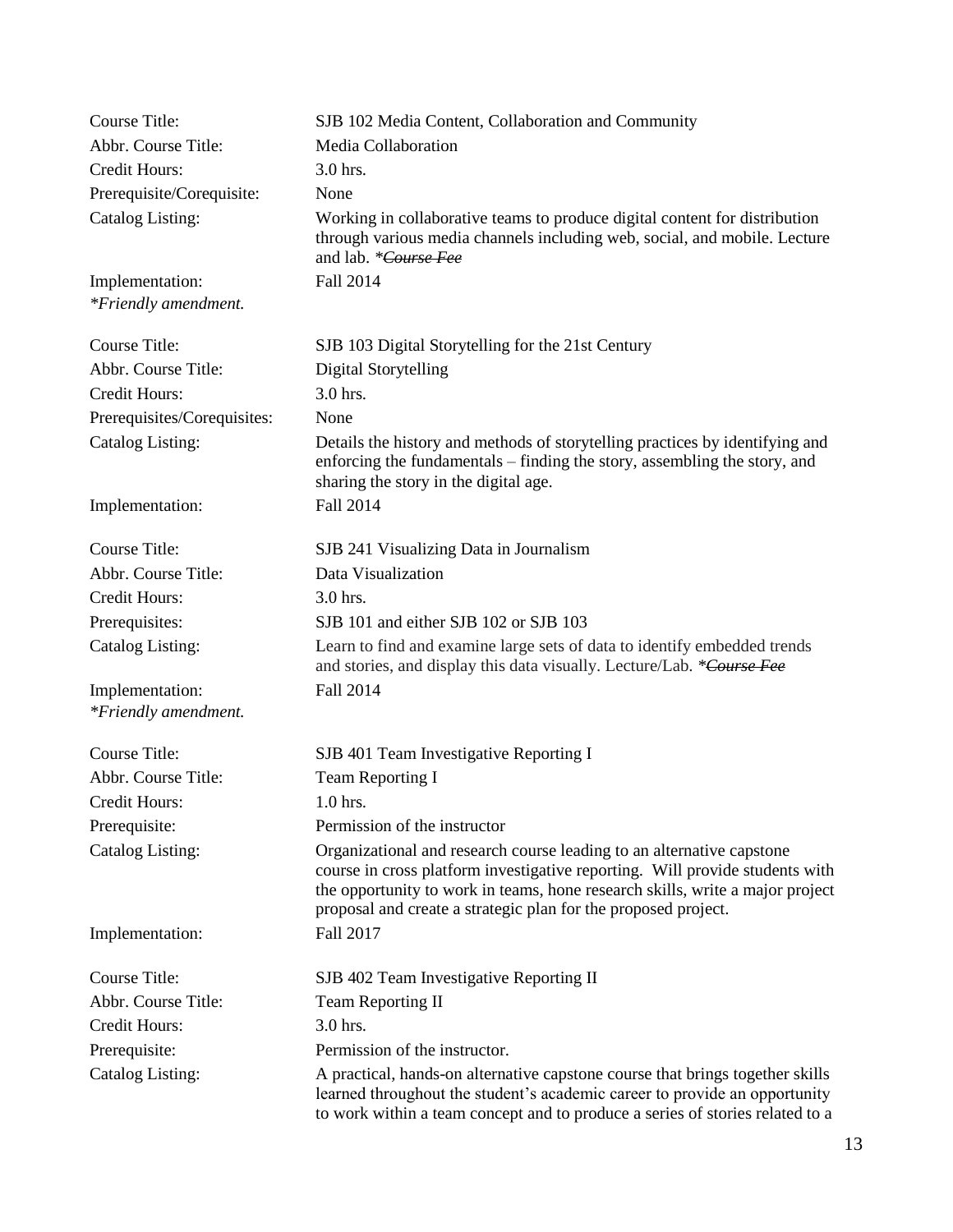| | |
|---|---|
| Course Title: | SJB 102 Media Content, Collaboration and Community |
| Abbr. Course Title: | Media Collaboration |
| Credit Hours: | 3.0 hrs. |
| Prerequisite/Corequisite: | None |
| Catalog Listing: | Working in collaborative teams to produce digital content for distribution through various media channels including web, social, and mobile. Lecture and lab. *~~Course Fee~~* |
| Implementation: | Fall 2014 |

*\*Friendly amendment.*

| | |
|---|---|
| Course Title: | SJB 103 Digital Storytelling for the 21st Century |
| Abbr. Course Title: | Digital Storytelling |
| Credit Hours: | 3.0 hrs. |
| Prerequisites/Corequisites: | None |
| Catalog Listing: | Details the history and methods of storytelling practices by identifying and enforcing the fundamentals – finding the story, assembling the story, and sharing the story in the digital age. |
| Implementation: | Fall 2014 |

| | |
|---|---|
| Course Title: | SJB 241 Visualizing Data in Journalism |
| Abbr. Course Title: | Data Visualization |
| Credit Hours: | 3.0 hrs. |
| Prerequisites: | SJB 101 and either SJB 102 or SJB 103 |
| Catalog Listing: | Learn to find and examine large sets of data to identify embedded trends and stories, and display this data visually. Lecture/Lab. *~~Course Fee~~* |
| Implementation: | Fall 2014 |

*\*Friendly amendment.*

| | |
|---|---|
| Course Title: | SJB 401 Team Investigative Reporting I |
| Abbr. Course Title: | Team Reporting I |
| Credit Hours: | 1.0 hrs. |
| Prerequisite: | Permission of the instructor |
| Catalog Listing: | Organizational and research course leading to an alternative capstone course in cross platform investigative reporting. Will provide students with the opportunity to work in teams, hone research skills, write a major project proposal and create a strategic plan for the proposed project. |
| Implementation: | Fall 2017 |

| | |
|---|---|
| Course Title: | SJB 402 Team Investigative Reporting II |
| Abbr. Course Title: | Team Reporting II |
| Credit Hours: | 3.0 hrs. |
| Prerequisite: | Permission of the instructor. |
| Catalog Listing: | A practical, hands-on alternative capstone course that brings together skills learned throughout the student's academic career to provide an opportunity to work within a team concept and to produce a series of stories related to a |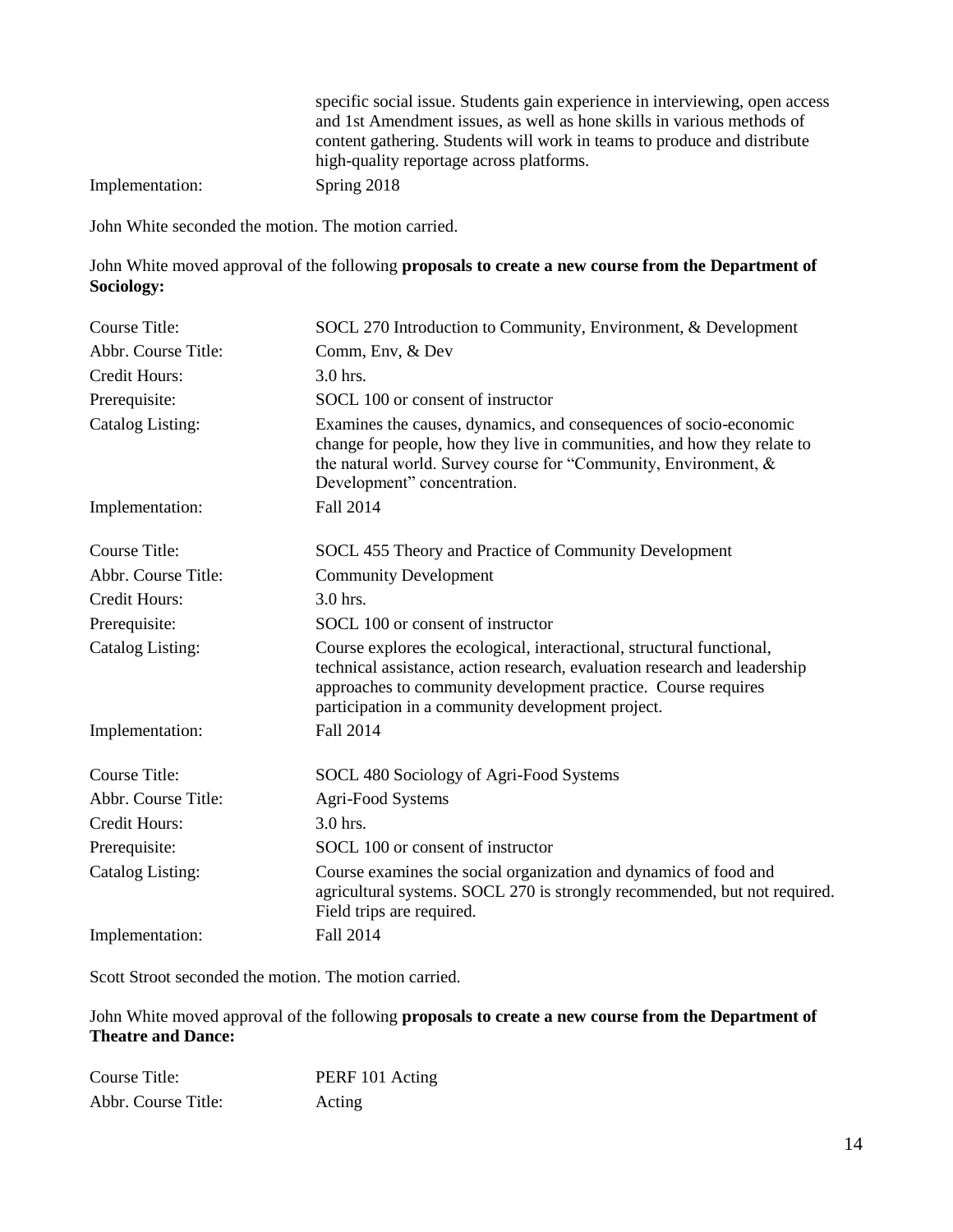| | |
|---|---|
| | specific social issue. Students gain experience in interviewing, open access and 1st Amendment issues, as well as hone skills in various methods of content gathering. Students will work in teams to produce and distribute high-quality reportage across platforms. |
| Implementation: | Spring 2018 |

John White seconded the motion. The motion carried.

John White moved approval of the following **proposals to create a new course from the Department of Sociology:**

| | |
|---|---|
| Course Title: | SOCL 270 Introduction to Community, Environment, & Development |
| Abbr. Course Title: | Comm, Env, & Dev |
| Credit Hours: | 3.0 hrs. |
| Prerequisite: | SOCL 100 or consent of instructor |
| Catalog Listing: | Examines the causes, dynamics, and consequences of socio-economic change for people, how they live in communities, and how they relate to the natural world. Survey course for "Community, Environment, & Development" concentration. |
| Implementation: | Fall 2014 |

| | |
|---|---|
| Course Title: | SOCL 455 Theory and Practice of Community Development |
| Abbr. Course Title: | Community Development |
| Credit Hours: | 3.0 hrs. |
| Prerequisite: | SOCL 100 or consent of instructor |
| Catalog Listing: | Course explores the ecological, interactional, structural functional, technical assistance, action research, evaluation research and leadership approaches to community development practice. Course requires participation in a community development project. |
| Implementation: | Fall 2014 |

| | |
|---|---|
| Course Title: | SOCL 480 Sociology of Agri-Food Systems |
| Abbr. Course Title: | Agri-Food Systems |
| Credit Hours: | 3.0 hrs. |
| Prerequisite: | SOCL 100 or consent of instructor |
| Catalog Listing: | Course examines the social organization and dynamics of food and agricultural systems. SOCL 270 is strongly recommended, but not required. Field trips are required. |
| Implementation: | Fall 2014 |

Scott Stroot seconded the motion. The motion carried.

John White moved approval of the following **proposals to create a new course from the Department of Theatre and Dance:**

| | |
|---|---|
| Course Title: | PERF 101 Acting |
| Abbr. Course Title: | Acting |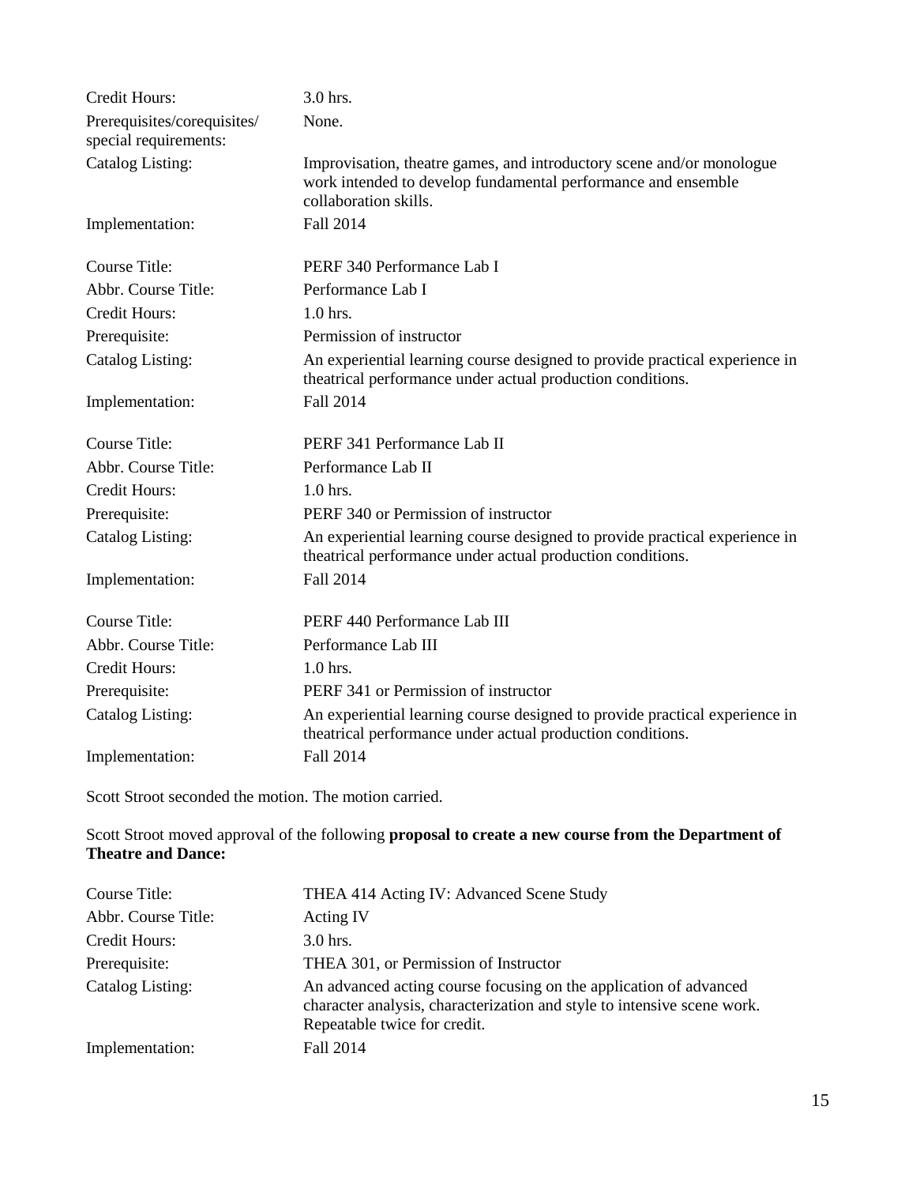| | |
|---|---|
| Credit Hours: | 3.0 hrs. |
| Prerequisites/corequisites/ special requirements: | None. |
| Catalog Listing: | Improvisation, theatre games, and introductory scene and/or monologue work intended to develop fundamental performance and ensemble collaboration skills. |
| Implementation: | Fall 2014 |

| | |
|---|---|
| Course Title: | PERF 340 Performance Lab I |
| Abbr. Course Title: | Performance Lab I |
| Credit Hours: | 1.0 hrs. |
| Prerequisite: | Permission of instructor |
| Catalog Listing: | An experiential learning course designed to provide practical experience in theatrical performance under actual production conditions. |
| Implementation: | Fall 2014 |

| | |
|---|---|
| Course Title: | PERF 341 Performance Lab II |
| Abbr. Course Title: | Performance Lab II |
| Credit Hours: | 1.0 hrs. |
| Prerequisite: | PERF 340 or Permission of instructor |
| Catalog Listing: | An experiential learning course designed to provide practical experience in theatrical performance under actual production conditions. |
| Implementation: | Fall 2014 |

| | |
|---|---|
| Course Title: | PERF 440 Performance Lab III |
| Abbr. Course Title: | Performance Lab III |
| Credit Hours: | 1.0 hrs. |
| Prerequisite: | PERF 341 or Permission of instructor |
| Catalog Listing: | An experiential learning course designed to provide practical experience in theatrical performance under actual production conditions. |
| Implementation: | Fall 2014 |

Scott Stroot seconded the motion. The motion carried.

Scott Stroot moved approval of the following **proposal to create a new course from the Department of Theatre and Dance:**

| | |
|---|---|
| Course Title: | THEA 414 Acting IV: Advanced Scene Study |
| Abbr. Course Title: | Acting IV |
| Credit Hours: | 3.0 hrs. |
| Prerequisite: | THEA 301, or Permission of Instructor |
| Catalog Listing: | An advanced acting course focusing on the application of advanced character analysis, characterization and style to intensive scene work. Repeatable twice for credit. |
| Implementation: | Fall 2014 |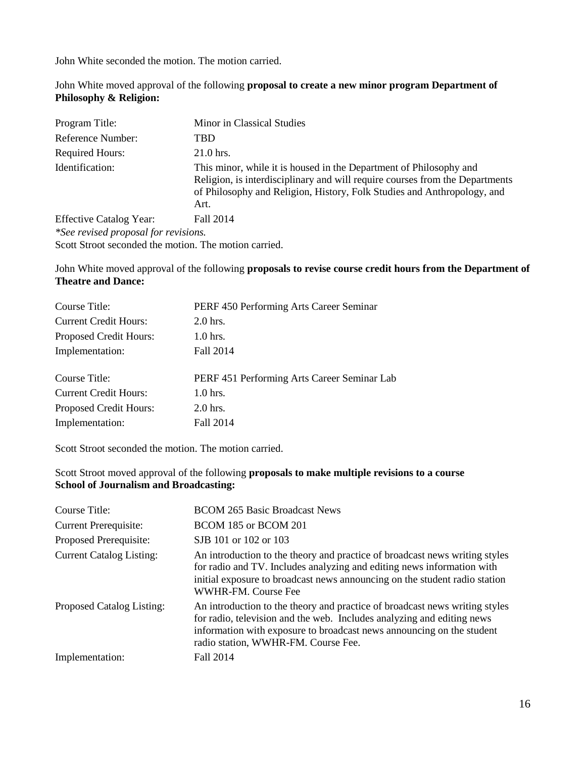John White seconded the motion. The motion carried.

John White moved approval of the following **proposal to create a new minor program Department of Philosophy & Religion:**

| | |
|---|---|
| Program Title: | Minor in Classical Studies |
| Reference Number: | TBD |
| Required Hours: | 21.0 hrs. |
| Identification: | This minor, while it is housed in the Department of Philosophy and Religion, is interdisciplinary and will require courses from the Departments of Philosophy and Religion, History, Folk Studies and Anthropology, and Art. |
| Effective Catalog Year: | Fall 2014 |

*\*See revised proposal for revisions.*

Scott Stroot seconded the motion. The motion carried.

John White moved approval of the following **proposals to revise course credit hours from the Department of Theatre and Dance:**

| | |
|---|---|
| Course Title: | PERF 450 Performing Arts Career Seminar |
| Current Credit Hours: | 2.0 hrs. |
| Proposed Credit Hours: | 1.0 hrs. |
| Implementation: | Fall 2014 |

| | |
|---|---|
| Course Title: | PERF 451 Performing Arts Career Seminar Lab |
| Current Credit Hours: | 1.0 hrs. |
| Proposed Credit Hours: | 2.0 hrs. |
| Implementation: | Fall 2014 |

Scott Stroot seconded the motion. The motion carried.

Scott Stroot moved approval of the following **proposals to make multiple revisions to a course School of Journalism and Broadcasting:**

| | |
|---|---|
| Course Title: | BCOM 265 Basic Broadcast News |
| Current Prerequisite: | BCOM 185 or BCOM 201 |
| Proposed Prerequisite: | SJB 101 or 102 or 103 |
| Current Catalog Listing: | An introduction to the theory and practice of broadcast news writing styles for radio and TV. Includes analyzing and editing news information with initial exposure to broadcast news announcing on the student radio station WWHR-FM. Course Fee |
| Proposed Catalog Listing: | An introduction to the theory and practice of broadcast news writing styles for radio, television and the web. Includes analyzing and editing news information with exposure to broadcast news announcing on the student radio station, WWHR-FM. Course Fee. |
| Implementation: | Fall 2014 |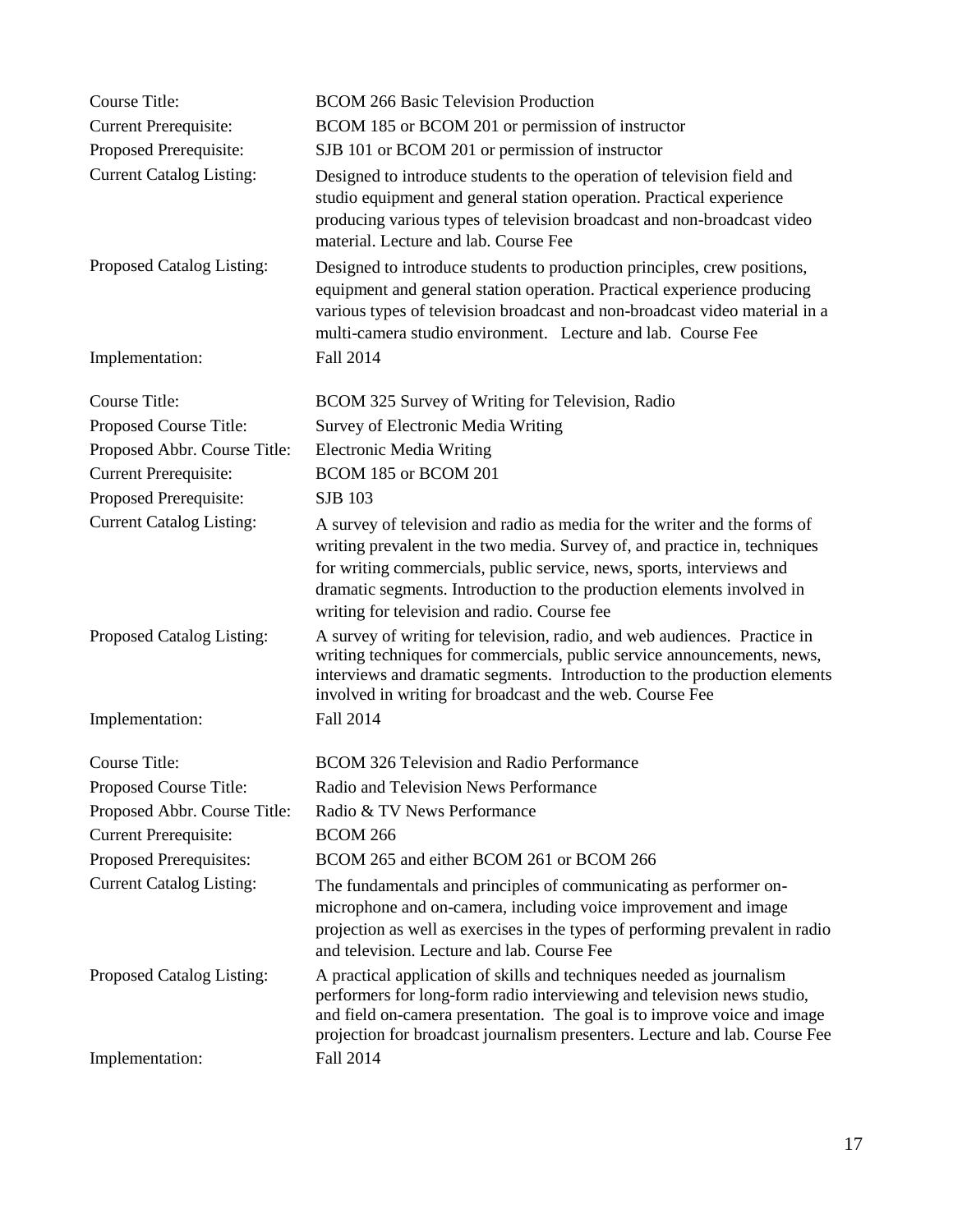| | |
|---|---|
| Course Title: | BCOM 266 Basic Television Production |
| Current Prerequisite: | BCOM 185 or BCOM 201 or permission of instructor |
| Proposed Prerequisite: | SJB 101 or BCOM 201 or permission of instructor |
| Current Catalog Listing: | Designed to introduce students to the operation of television field and studio equipment and general station operation. Practical experience producing various types of television broadcast and non-broadcast video material. Lecture and lab. Course Fee |
| Proposed Catalog Listing: | Designed to introduce students to production principles, crew positions, equipment and general station operation. Practical experience producing various types of television broadcast and non-broadcast video material in a multi-camera studio environment. Lecture and lab. Course Fee |
| Implementation: | Fall 2014 |

| | |
|---|---|
| Course Title: | BCOM 325 Survey of Writing for Television, Radio |
| Proposed Course Title: | Survey of Electronic Media Writing |
| Proposed Abbr. Course Title: | Electronic Media Writing |
| Current Prerequisite: | BCOM 185 or BCOM 201 |
| Proposed Prerequisite: | SJB 103 |
| Current Catalog Listing: | A survey of television and radio as media for the writer and the forms of writing prevalent in the two media. Survey of, and practice in, techniques for writing commercials, public service, news, sports, interviews and dramatic segments. Introduction to the production elements involved in writing for television and radio. Course fee |
| Proposed Catalog Listing: | A survey of writing for television, radio, and web audiences. Practice in writing techniques for commercials, public service announcements, news, interviews and dramatic segments. Introduction to the production elements involved in writing for broadcast and the web. Course Fee |
| Implementation: | Fall 2014 |

| | |
|---|---|
| Course Title: | BCOM 326 Television and Radio Performance |
| Proposed Course Title: | Radio and Television News Performance |
| Proposed Abbr. Course Title: | Radio & TV News Performance |
| Current Prerequisite: | BCOM 266 |
| Proposed Prerequisites: | BCOM 265 and either BCOM 261 or BCOM 266 |
| Current Catalog Listing: | The fundamentals and principles of communicating as performer on-microphone and on-camera, including voice improvement and image projection as well as exercises in the types of performing prevalent in radio and television. Lecture and lab. Course Fee |
| Proposed Catalog Listing: | A practical application of skills and techniques needed as journalism performers for long-form radio interviewing and television news studio, and field on-camera presentation. The goal is to improve voice and image projection for broadcast journalism presenters. Lecture and lab. Course Fee |
| Implementation: | Fall 2014 |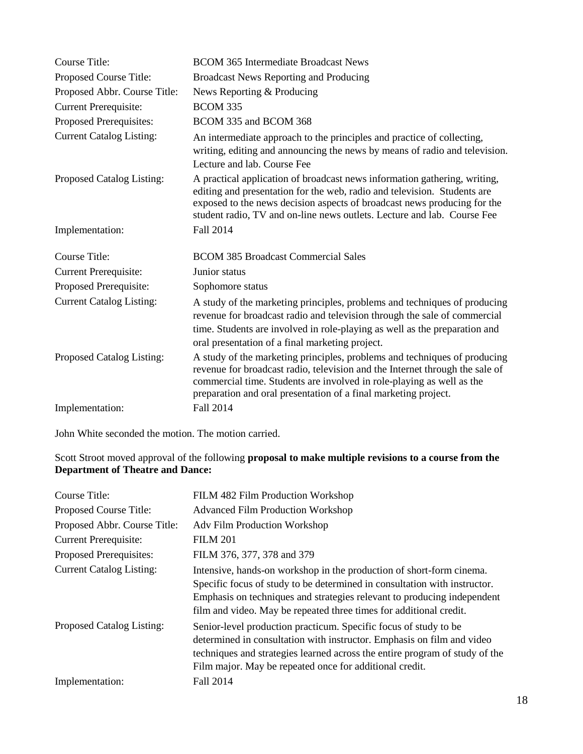| | |
|---|---|
| Course Title: | BCOM 365 Intermediate Broadcast News |
| Proposed Course Title: | Broadcast News Reporting and Producing |
| Proposed Abbr. Course Title: | News Reporting & Producing |
| Current Prerequisite: | BCOM 335 |
| Proposed Prerequisites: | BCOM 335 and BCOM 368 |
| Current Catalog Listing: | An intermediate approach to the principles and practice of collecting, writing, editing and announcing the news by means of radio and television. Lecture and lab. Course Fee |
| Proposed Catalog Listing: | A practical application of broadcast news information gathering, writing, editing and presentation for the web, radio and television. Students are exposed to the news decision aspects of broadcast news producing for the student radio, TV and on-line news outlets. Lecture and lab. Course Fee |
| Implementation: | Fall 2014 |

| | |
|---|---|
| Course Title: | BCOM 385 Broadcast Commercial Sales |
| Current Prerequisite: | Junior status |
| Proposed Prerequisite: | Sophomore status |
| Current Catalog Listing: | A study of the marketing principles, problems and techniques of producing revenue for broadcast radio and television through the sale of commercial time. Students are involved in role-playing as well as the preparation and oral presentation of a final marketing project. |
| Proposed Catalog Listing: | A study of the marketing principles, problems and techniques of producing revenue for broadcast radio, television and the Internet through the sale of commercial time. Students are involved in role-playing as well as the preparation and oral presentation of a final marketing project. |
| Implementation: | Fall 2014 |

John White seconded the motion. The motion carried.

Scott Stroot moved approval of the following **proposal to make multiple revisions to a course from the Department of Theatre and Dance:**

| | |
|---|---|
| Course Title: | FILM 482 Film Production Workshop |
| Proposed Course Title: | Advanced Film Production Workshop |
| Proposed Abbr. Course Title: | Adv Film Production Workshop |
| Current Prerequisite: | FILM 201 |
| Proposed Prerequisites: | FILM 376, 377, 378 and 379 |
| Current Catalog Listing: | Intensive, hands-on workshop in the production of short-form cinema. Specific focus of study to be determined in consultation with instructor. Emphasis on techniques and strategies relevant to producing independent film and video. May be repeated three times for additional credit. |
| Proposed Catalog Listing: | Senior-level production practicum. Specific focus of study to be determined in consultation with instructor. Emphasis on film and video techniques and strategies learned across the entire program of study of the Film major. May be repeated once for additional credit. |
| Implementation: | Fall 2014 |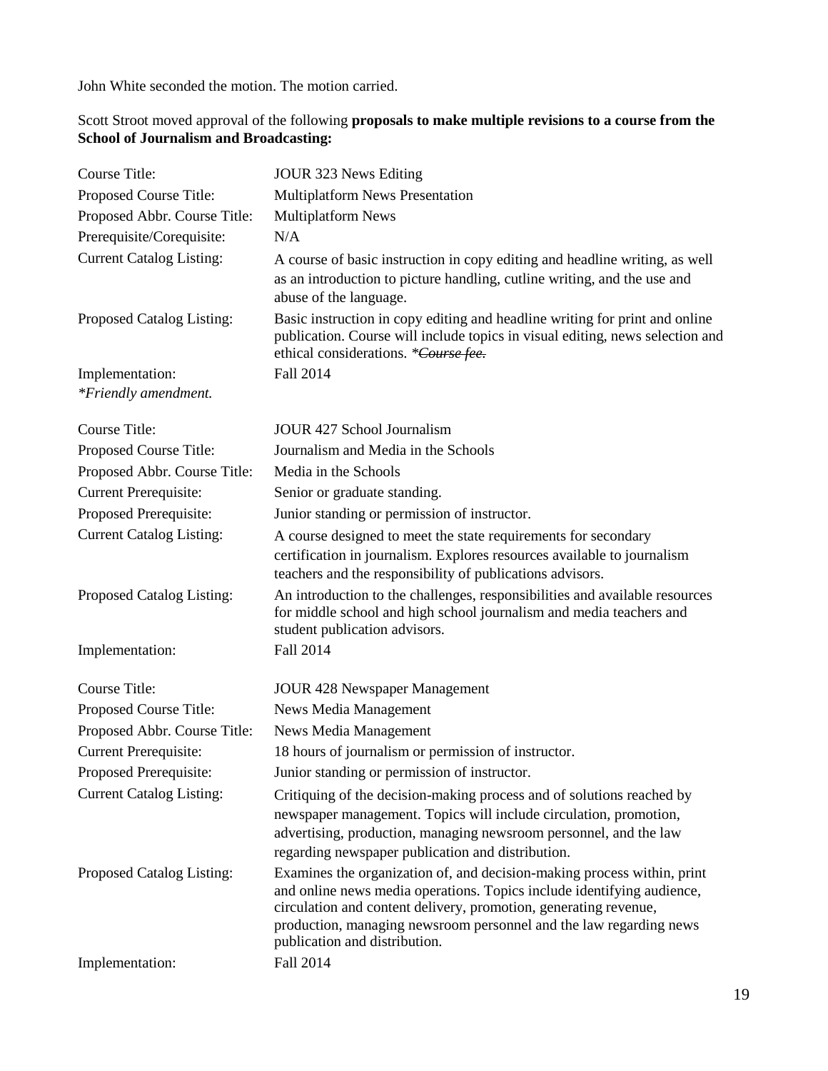John White seconded the motion. The motion carried.

Scott Stroot moved approval of the following **proposals to make multiple revisions to a course from the School of Journalism and Broadcasting:**

| | |
|---|---|
| Course Title: | JOUR 323 News Editing |
| Proposed Course Title: | Multiplatform News Presentation |
| Proposed Abbr. Course Title: | Multiplatform News |
| Prerequisite/Corequisite: | N/A |
| Current Catalog Listing: | A course of basic instruction in copy editing and headline writing, as well as an introduction to picture handling, cutline writing, and the use and abuse of the language. |
| Proposed Catalog Listing: | Basic instruction in copy editing and headline writing for print and online publication. Course will include topics in visual editing, news selection and ethical considerations. *~~Course fee.~~ |
| Implementation: | Fall 2014 |
| *\*Friendly amendment.* | |

| | |
|---|---|
| Course Title: | JOUR 427 School Journalism |
| Proposed Course Title: | Journalism and Media in the Schools |
| Proposed Abbr. Course Title: | Media in the Schools |
| Current Prerequisite: | Senior or graduate standing. |
| Proposed Prerequisite: | Junior standing or permission of instructor. |
| Current Catalog Listing: | A course designed to meet the state requirements for secondary certification in journalism. Explores resources available to journalism teachers and the responsibility of publications advisors. |
| Proposed Catalog Listing: | An introduction to the challenges, responsibilities and available resources for middle school and high school journalism and media teachers and student publication advisors. |
| Implementation: | Fall 2014 |

| | |
|---|---|
| Course Title: | JOUR 428 Newspaper Management |
| Proposed Course Title: | News Media Management |
| Proposed Abbr. Course Title: | News Media Management |
| Current Prerequisite: | 18 hours of journalism or permission of instructor. |
| Proposed Prerequisite: | Junior standing or permission of instructor. |
| Current Catalog Listing: | Critiquing of the decision-making process and of solutions reached by newspaper management. Topics will include circulation, promotion, advertising, production, managing newsroom personnel, and the law regarding newspaper publication and distribution. |
| Proposed Catalog Listing: | Examines the organization of, and decision-making process within, print and online news media operations. Topics include identifying audience, circulation and content delivery, promotion, generating revenue, production, managing newsroom personnel and the law regarding news publication and distribution. |
| Implementation: | Fall 2014 |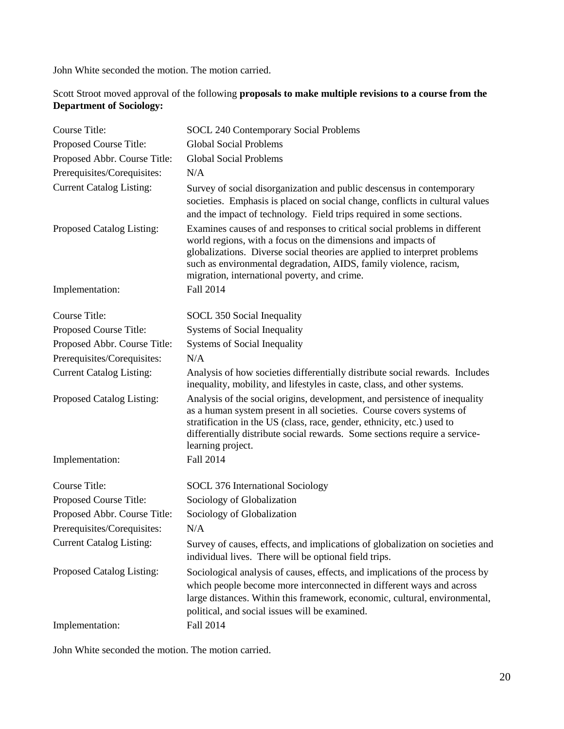John White seconded the motion. The motion carried.

Scott Stroot moved approval of the following **proposals to make multiple revisions to a course from the Department of Sociology:**

| | |
|---|---|
| Course Title: | SOCL 240 Contemporary Social Problems |
| Proposed Course Title: | Global Social Problems |
| Proposed Abbr. Course Title: | Global Social Problems |
| Prerequisites/Corequisites: | N/A |
| Current Catalog Listing: | Survey of social disorganization and public descensus in contemporary societies. Emphasis is placed on social change, conflicts in cultural values and the impact of technology. Field trips required in some sections. |
| Proposed Catalog Listing: | Examines causes of and responses to critical social problems in different world regions, with a focus on the dimensions and impacts of globalizations. Diverse social theories are applied to interpret problems such as environmental degradation, AIDS, family violence, racism, migration, international poverty, and crime. |
| Implementation: | Fall 2014 |

| | |
|---|---|
| Course Title: | SOCL 350 Social Inequality |
| Proposed Course Title: | Systems of Social Inequality |
| Proposed Abbr. Course Title: | Systems of Social Inequality |
| Prerequisites/Corequisites: | N/A |
| Current Catalog Listing: | Analysis of how societies differentially distribute social rewards. Includes inequality, mobility, and lifestyles in caste, class, and other systems. |
| Proposed Catalog Listing: | Analysis of the social origins, development, and persistence of inequality as a human system present in all societies. Course covers systems of stratification in the US (class, race, gender, ethnicity, etc.) used to differentially distribute social rewards. Some sections require a service-learning project. |
| Implementation: | Fall 2014 |

| | |
|---|---|
| Course Title: | SOCL 376 International Sociology |
| Proposed Course Title: | Sociology of Globalization |
| Proposed Abbr. Course Title: | Sociology of Globalization |
| Prerequisites/Corequisites: | N/A |
| Current Catalog Listing: | Survey of causes, effects, and implications of globalization on societies and individual lives. There will be optional field trips. |
| Proposed Catalog Listing: | Sociological analysis of causes, effects, and implications of the process by which people become more interconnected in different ways and across large distances. Within this framework, economic, cultural, environmental, political, and social issues will be examined. |
| Implementation: | Fall 2014 |

John White seconded the motion. The motion carried.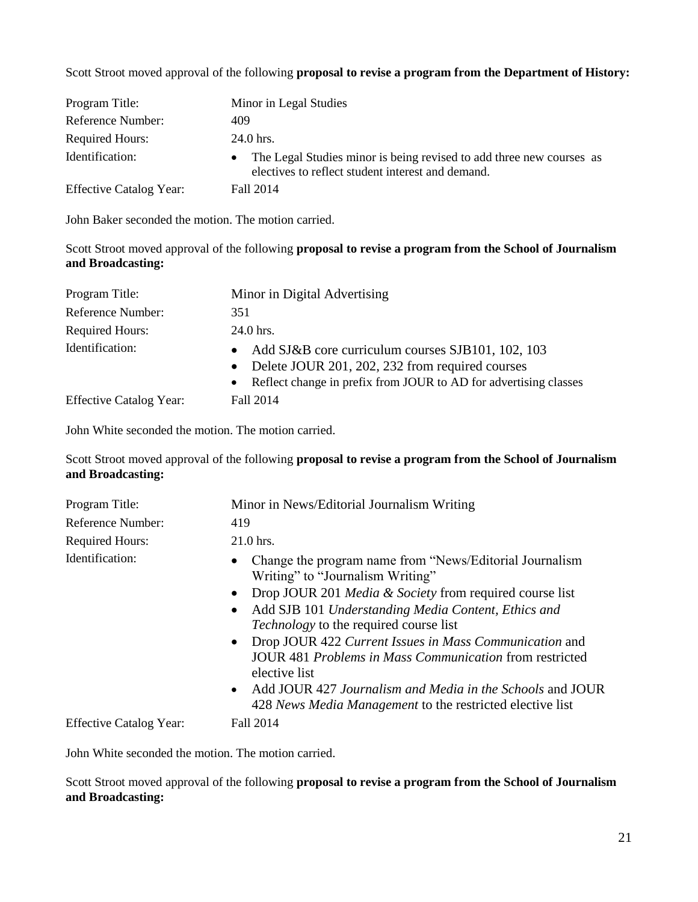Scott Stroot moved approval of the following **proposal to revise a program from the Department of History:**

| | |
|---|---|
| Program Title: | Minor in Legal Studies |
| Reference Number: | 409 |
| Required Hours: | 24.0 hrs. |
| Identification: | • The Legal Studies minor is being revised to add three new courses as electives to reflect student interest and demand. |
| Effective Catalog Year: | Fall 2014 |

John Baker seconded the motion. The motion carried.

Scott Stroot moved approval of the following **proposal to revise a program from the School of Journalism and Broadcasting:**

| | |
|---|---|
| Program Title: | Minor in Digital Advertising |
| Reference Number: | 351 |
| Required Hours: | 24.0 hrs. |
| Identification: | • Add SJ&B core curriculum courses SJB101, 102, 103<br>• Delete JOUR 201, 202, 232 from required courses<br>• Reflect change in prefix from JOUR to AD for advertising classes |
| Effective Catalog Year: | Fall 2014 |

John White seconded the motion. The motion carried.

Scott Stroot moved approval of the following **proposal to revise a program from the School of Journalism and Broadcasting:**

| | |
|---|---|
| Program Title: | Minor in News/Editorial Journalism Writing |
| Reference Number: | 419 |
| Required Hours: | 21.0 hrs. |
| Identification: | • Change the program name from "News/Editorial Journalism Writing" to "Journalism Writing"<br>• Drop JOUR 201 *Media & Society* from required course list<br>• Add SJB 101 *Understanding Media Content, Ethics and Technology* to the required course list<br>• Drop JOUR 422 *Current Issues in Mass Communication* and JOUR 481 *Problems in Mass Communication* from restricted elective list<br>• Add JOUR 427 *Journalism and Media in the Schools* and JOUR 428 *News Media Management* to the restricted elective list |
| Effective Catalog Year: | Fall 2014 |

John White seconded the motion. The motion carried.

Scott Stroot moved approval of the following **proposal to revise a program from the School of Journalism and Broadcasting:**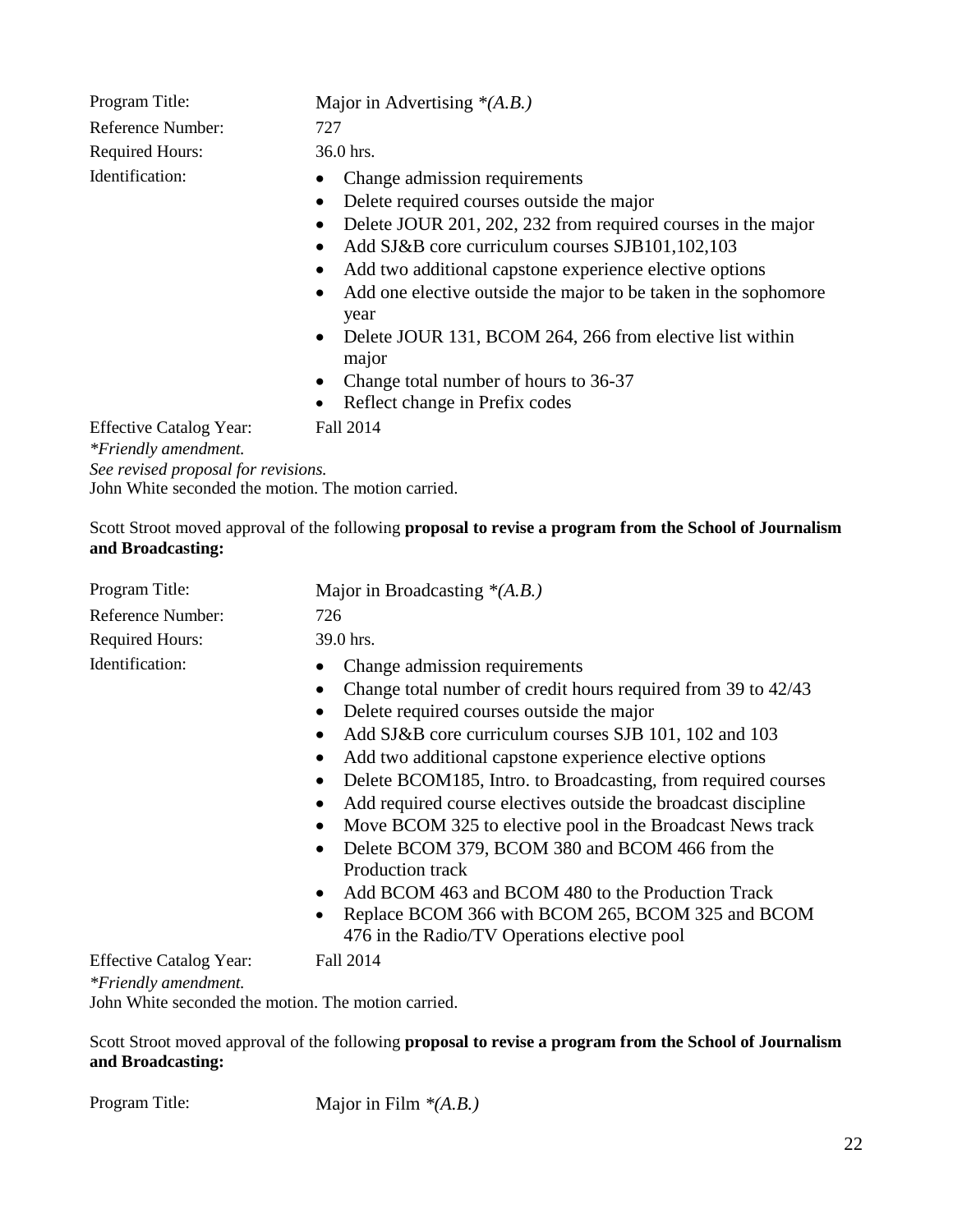| | |
|---|---|
| Program Title: | Major in Advertising *(A.B.)* |
| Reference Number: | 727 |
| Required Hours: | 36.0 hrs. |
| Identification: | • Change admission requirements<br>• Delete required courses outside the major<br>• Delete JOUR 201, 202, 232 from required courses in the major<br>• Add SJ&B core curriculum courses SJB101,102,103<br>• Add two additional capstone experience elective options<br>• Add one elective outside the major to be taken in the sophomore year<br>• Delete JOUR 131, BCOM 264, 266 from elective list within major<br>• Change total number of hours to 36-37<br>• Reflect change in Prefix codes |
| Effective Catalog Year: | Fall 2014 |

*\*Friendly amendment.*
*See revised proposal for revisions.*
John White seconded the motion. The motion carried.

Scott Stroot moved approval of the following **proposal to revise a program from the School of Journalism and Broadcasting:**

| | |
|---|---|
| Program Title: | Major in Broadcasting *(A.B.)* |
| Reference Number: | 726 |
| Required Hours: | 39.0 hrs. |
| Identification: | • Change admission requirements<br>• Change total number of credit hours required from 39 to 42/43<br>• Delete required courses outside the major<br>• Add SJ&B core curriculum courses SJB 101, 102 and 103<br>• Add two additional capstone experience elective options<br>• Delete BCOM185, Intro. to Broadcasting, from required courses<br>• Add required course electives outside the broadcast discipline<br>• Move BCOM 325 to elective pool in the Broadcast News track<br>• Delete BCOM 379, BCOM 380 and BCOM 466 from the Production track<br>• Add BCOM 463 and BCOM 480 to the Production Track<br>• Replace BCOM 366 with BCOM 265, BCOM 325 and BCOM 476 in the Radio/TV Operations elective pool |
| Effective Catalog Year: | Fall 2014 |

*\*Friendly amendment.*
John White seconded the motion. The motion carried.

Scott Stroot moved approval of the following **proposal to revise a program from the School of Journalism and Broadcasting:**

Program Title: Major in Film *(A.B.)*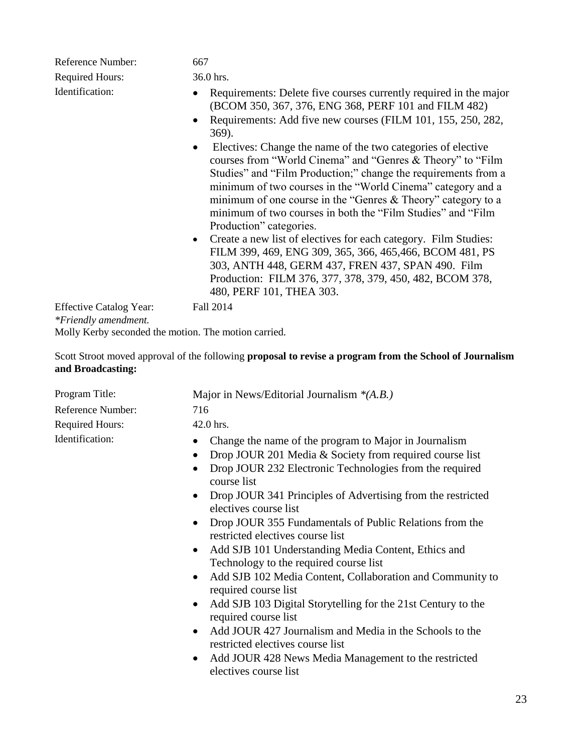Reference Number: 667

Required Hours: 36.0 hrs.

Identification:

- Requirements: Delete five courses currently required in the major (BCOM 350, 367, 376, ENG 368, PERF 101 and FILM 482)
- Requirements: Add five new courses (FILM 101, 155, 250, 282, 369).
- Electives: Change the name of the two categories of elective courses from "World Cinema" and "Genres & Theory" to "Film Studies" and "Film Production;" change the requirements from a minimum of two courses in the "World Cinema" category and a minimum of one course in the "Genres & Theory" category to a minimum of two courses in both the "Film Studies" and "Film Production" categories.
- Create a new list of electives for each category. Film Studies: FILM 399, 469, ENG 309, 365, 366, 465,466, BCOM 481, PS 303, ANTH 448, GERM 437, FREN 437, SPAN 490. Film Production: FILM 376, 377, 378, 379, 450, 482, BCOM 378, 480, PERF 101, THEA 303.

Effective Catalog Year: Fall 2014

*\*Friendly amendment.*

Molly Kerby seconded the motion. The motion carried.

Scott Stroot moved approval of the following **proposal to revise a program from the School of Journalism and Broadcasting:**

Program Title: Major in News/Editorial Journalism *\*(A.B.)*

Reference Number: 716

Required Hours: 42.0 hrs.

Identification:

- Change the name of the program to Major in Journalism
- Drop JOUR 201 Media & Society from required course list
- Drop JOUR 232 Electronic Technologies from the required course list
- Drop JOUR 341 Principles of Advertising from the restricted electives course list
- Drop JOUR 355 Fundamentals of Public Relations from the restricted electives course list
- Add SJB 101 Understanding Media Content, Ethics and Technology to the required course list
- Add SJB 102 Media Content, Collaboration and Community to required course list
- Add SJB 103 Digital Storytelling for the 21st Century to the required course list
- Add JOUR 427 Journalism and Media in the Schools to the restricted electives course list
- Add JOUR 428 News Media Management to the restricted electives course list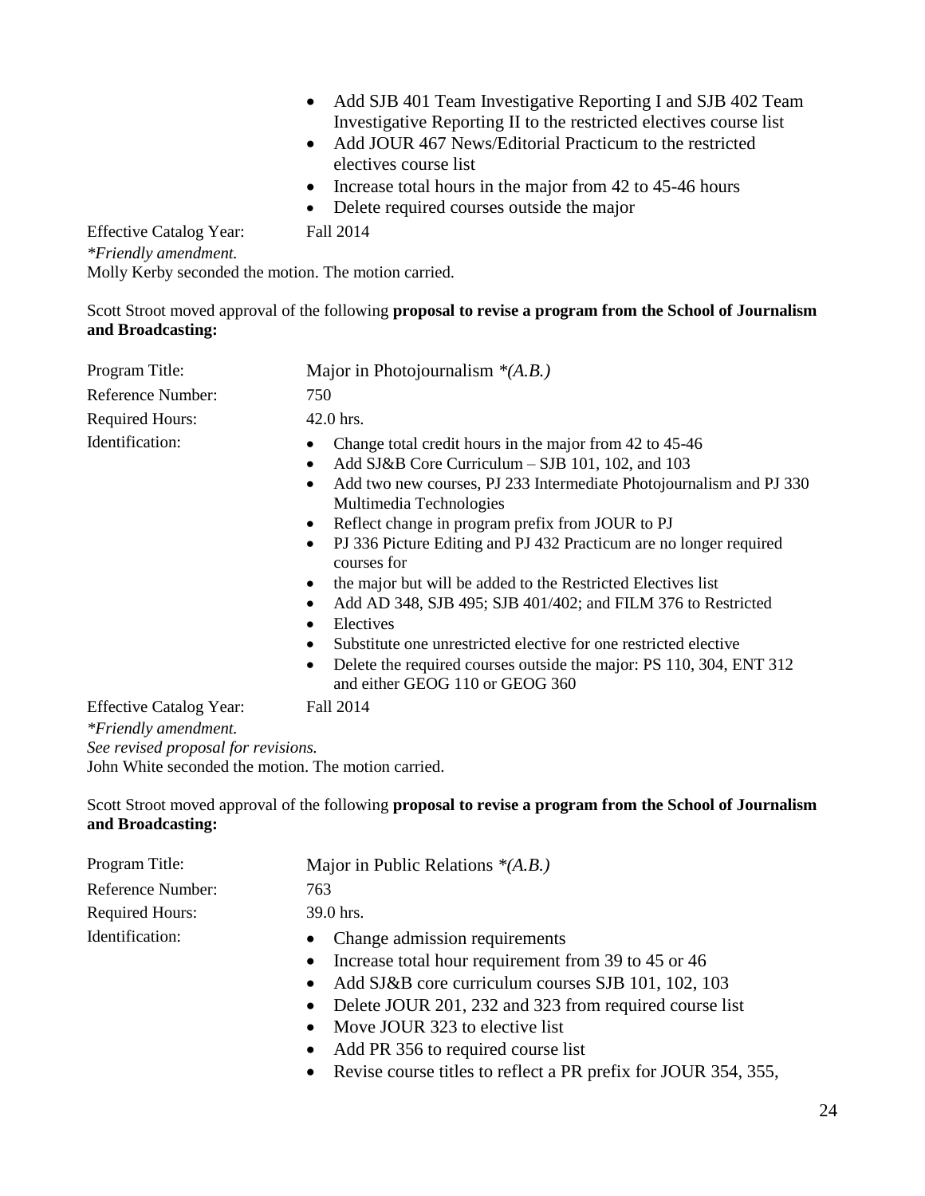- Add SJB 401 Team Investigative Reporting I and SJB 402 Team Investigative Reporting II to the restricted electives course list
- Add JOUR 467 News/Editorial Practicum to the restricted electives course list
- Increase total hours in the major from 42 to 45-46 hours
- Delete required courses outside the major

Effective Catalog Year: Fall 2014

*\*Friendly amendment.*

Molly Kerby seconded the motion. The motion carried.

Scott Stroot moved approval of the following **proposal to revise a program from the School of Journalism and Broadcasting:**

Program Title: Major in Photojournalism *\*(A.B.)*

Reference Number: 750

Required Hours: 42.0 hrs.

Identification:

- Change total credit hours in the major from 42 to 45-46
- Add SJ&B Core Curriculum – SJB 101, 102, and 103
- Add two new courses, PJ 233 Intermediate Photojournalism and PJ 330 Multimedia Technologies
- Reflect change in program prefix from JOUR to PJ
- PJ 336 Picture Editing and PJ 432 Practicum are no longer required courses for
- the major but will be added to the Restricted Electives list
- Add AD 348, SJB 495; SJB 401/402; and FILM 376 to Restricted
- Electives
- Substitute one unrestricted elective for one restricted elective
- Delete the required courses outside the major: PS 110, 304, ENT 312 and either GEOG 110 or GEOG 360

Effective Catalog Year: Fall 2014

*\*Friendly amendment.*

*See revised proposal for revisions.*

John White seconded the motion. The motion carried.

Scott Stroot moved approval of the following **proposal to revise a program from the School of Journalism and Broadcasting:**

Program Title: Major in Public Relations *\*(A.B.)*

Reference Number: 763

Required Hours: 39.0 hrs.

Identification:

- Change admission requirements
- Increase total hour requirement from 39 to 45 or 46
- Add SJ&B core curriculum courses SJB 101, 102, 103
- Delete JOUR 201, 232 and 323 from required course list
- Move JOUR 323 to elective list
- Add PR 356 to required course list
- Revise course titles to reflect a PR prefix for JOUR 354, 355,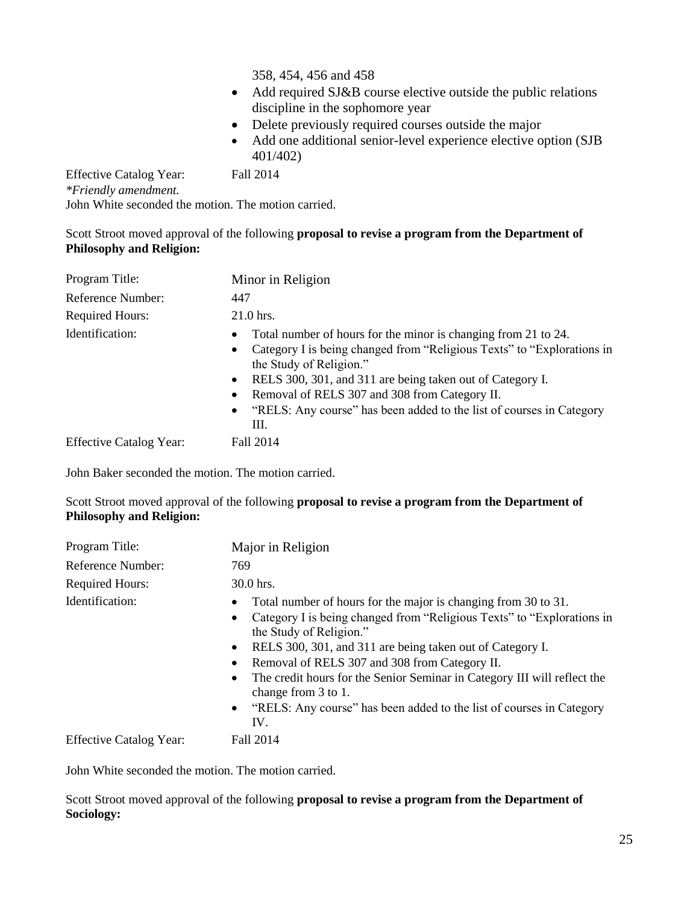358, 454, 456 and 458

- Add required SJ&B course elective outside the public relations discipline in the sophomore year
- Delete previously required courses outside the major
- Add one additional senior-level experience elective option (SJB 401/402)

Effective Catalog Year: Fall 2014

*\*Friendly amendment.*

John White seconded the motion. The motion carried.

Scott Stroot moved approval of the following **proposal to revise a program from the Department of Philosophy and Religion:**

| | |
|---|---|
| Program Title: | Minor in Religion |
| Reference Number: | 447 |
| Required Hours: | 21.0 hrs. |
| Identification: | • Total number of hours for the minor is changing from 21 to 24.<br>• Category I is being changed from "Religious Texts" to "Explorations in the Study of Religion."<br>• RELS 300, 301, and 311 are being taken out of Category I.<br>• Removal of RELS 307 and 308 from Category II.<br>• "RELS: Any course" has been added to the list of courses in Category III. |
| Effective Catalog Year: | Fall 2014 |

John Baker seconded the motion. The motion carried.

Scott Stroot moved approval of the following **proposal to revise a program from the Department of Philosophy and Religion:**

| | |
|---|---|
| Program Title: | Major in Religion |
| Reference Number: | 769 |
| Required Hours: | 30.0 hrs. |
| Identification: | • Total number of hours for the major is changing from 30 to 31.<br>• Category I is being changed from "Religious Texts" to "Explorations in the Study of Religion."<br>• RELS 300, 301, and 311 are being taken out of Category I.<br>• Removal of RELS 307 and 308 from Category II.<br>• The credit hours for the Senior Seminar in Category III will reflect the change from 3 to 1.<br>• "RELS: Any course" has been added to the list of courses in Category IV. |
| Effective Catalog Year: | Fall 2014 |

John White seconded the motion. The motion carried.

Scott Stroot moved approval of the following **proposal to revise a program from the Department of Sociology:**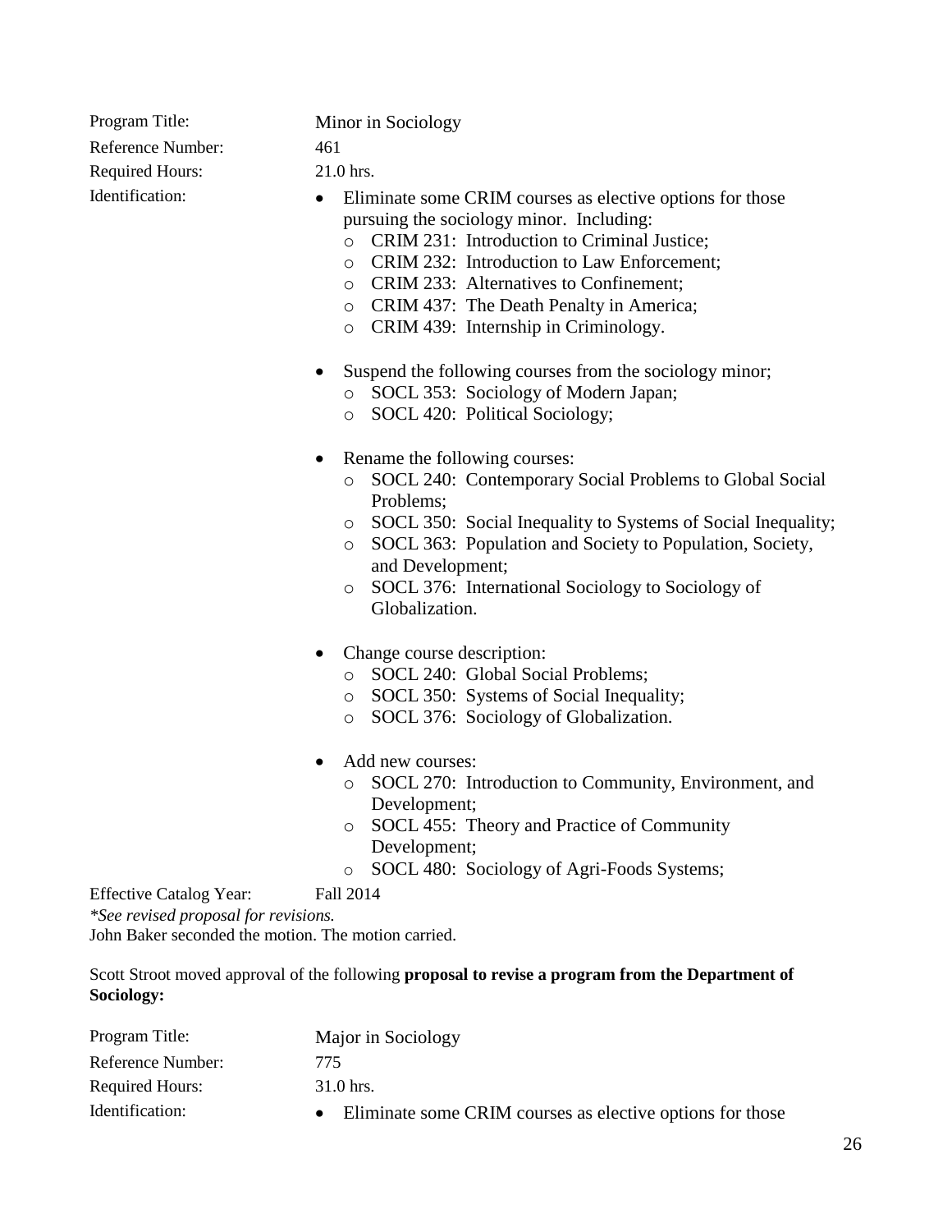Program Title: Minor in Sociology

Reference Number: 461

Required Hours: 21.0 hrs.

Identification:

- Eliminate some CRIM courses as elective options for those pursuing the sociology minor. Including:
  - CRIM 231: Introduction to Criminal Justice;
  - CRIM 232: Introduction to Law Enforcement;
  - CRIM 233: Alternatives to Confinement;
  - CRIM 437: The Death Penalty in America;
  - CRIM 439: Internship in Criminology.
- Suspend the following courses from the sociology minor;
  - SOCL 353: Sociology of Modern Japan;
  - SOCL 420: Political Sociology;
- Rename the following courses:
  - SOCL 240: Contemporary Social Problems to Global Social Problems;
  - SOCL 350: Social Inequality to Systems of Social Inequality;
  - SOCL 363: Population and Society to Population, Society, and Development;
  - SOCL 376: International Sociology to Sociology of Globalization.
- Change course description:
  - SOCL 240: Global Social Problems;
  - SOCL 350: Systems of Social Inequality;
  - SOCL 376: Sociology of Globalization.
- Add new courses:
  - SOCL 270: Introduction to Community, Environment, and Development;
  - SOCL 455: Theory and Practice of Community Development;
  - SOCL 480: Sociology of Agri-Foods Systems;

Effective Catalog Year: Fall 2014

*\*See revised proposal for revisions.*

John Baker seconded the motion. The motion carried.

Scott Stroot moved approval of the following **proposal to revise a program from the Department of Sociology:**

Program Title: Major in Sociology

Reference Number: 775

Required Hours: 31.0 hrs.

Identification:

- Eliminate some CRIM courses as elective options for those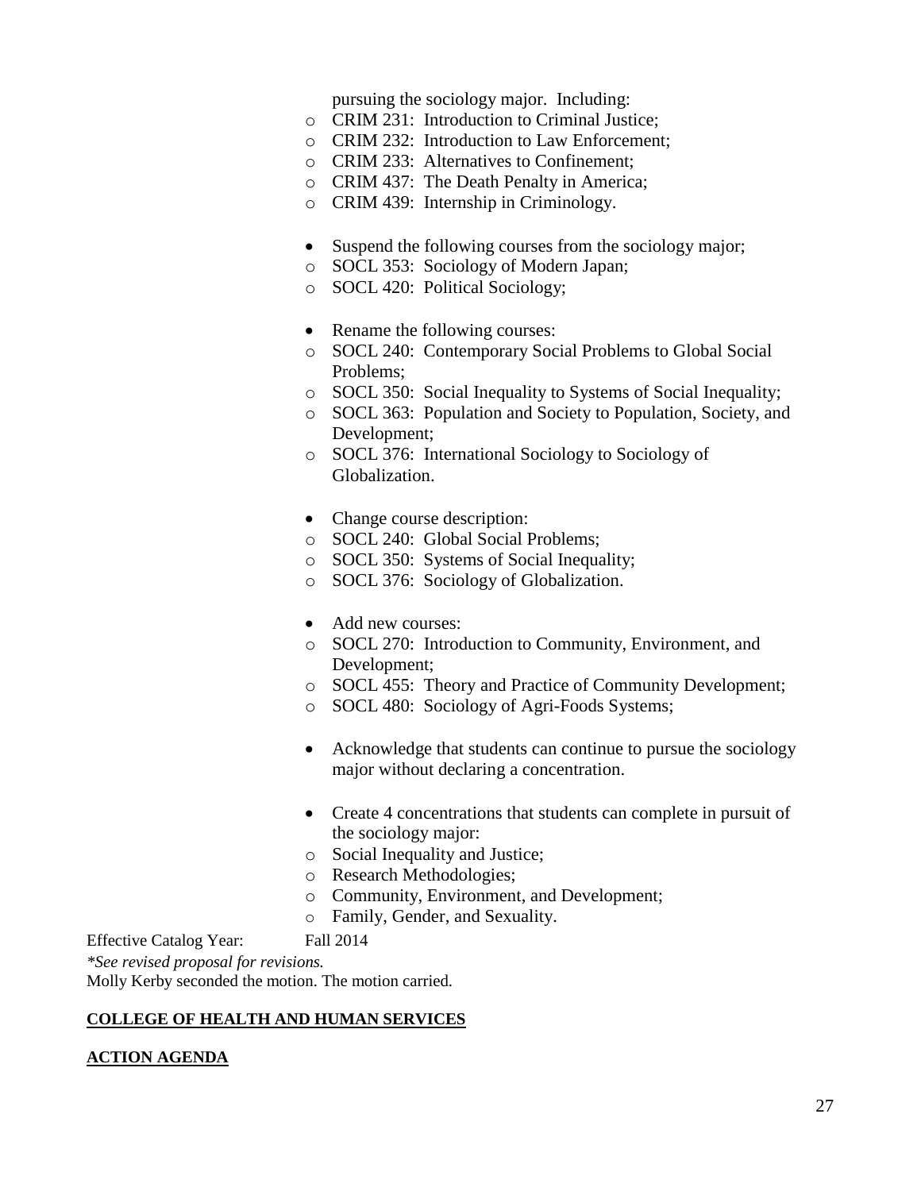pursuing the sociology major. Including:

- CRIM 231: Introduction to Criminal Justice;
- CRIM 232: Introduction to Law Enforcement;
- CRIM 233: Alternatives to Confinement;
- CRIM 437: The Death Penalty in America;
- CRIM 439: Internship in Criminology.

- Suspend the following courses from the sociology major;
  - SOCL 353: Sociology of Modern Japan;
  - SOCL 420: Political Sociology;

- Rename the following courses:
  - SOCL 240: Contemporary Social Problems to Global Social Problems;
  - SOCL 350: Social Inequality to Systems of Social Inequality;
  - SOCL 363: Population and Society to Population, Society, and Development;
  - SOCL 376: International Sociology to Sociology of Globalization.

- Change course description:
  - SOCL 240: Global Social Problems;
  - SOCL 350: Systems of Social Inequality;
  - SOCL 376: Sociology of Globalization.

- Add new courses:
  - SOCL 270: Introduction to Community, Environment, and Development;
  - SOCL 455: Theory and Practice of Community Development;
  - SOCL 480: Sociology of Agri-Foods Systems;

- Acknowledge that students can continue to pursue the sociology major without declaring a concentration.

- Create 4 concentrations that students can complete in pursuit of the sociology major:
  - Social Inequality and Justice;
  - Research Methodologies;
  - Community, Environment, and Development;
  - Family, Gender, and Sexuality.

Effective Catalog Year: Fall 2014

*\*See revised proposal for revisions.*

Molly Kerby seconded the motion. The motion carried.

**COLLEGE OF HEALTH AND HUMAN SERVICES**

**ACTION AGENDA**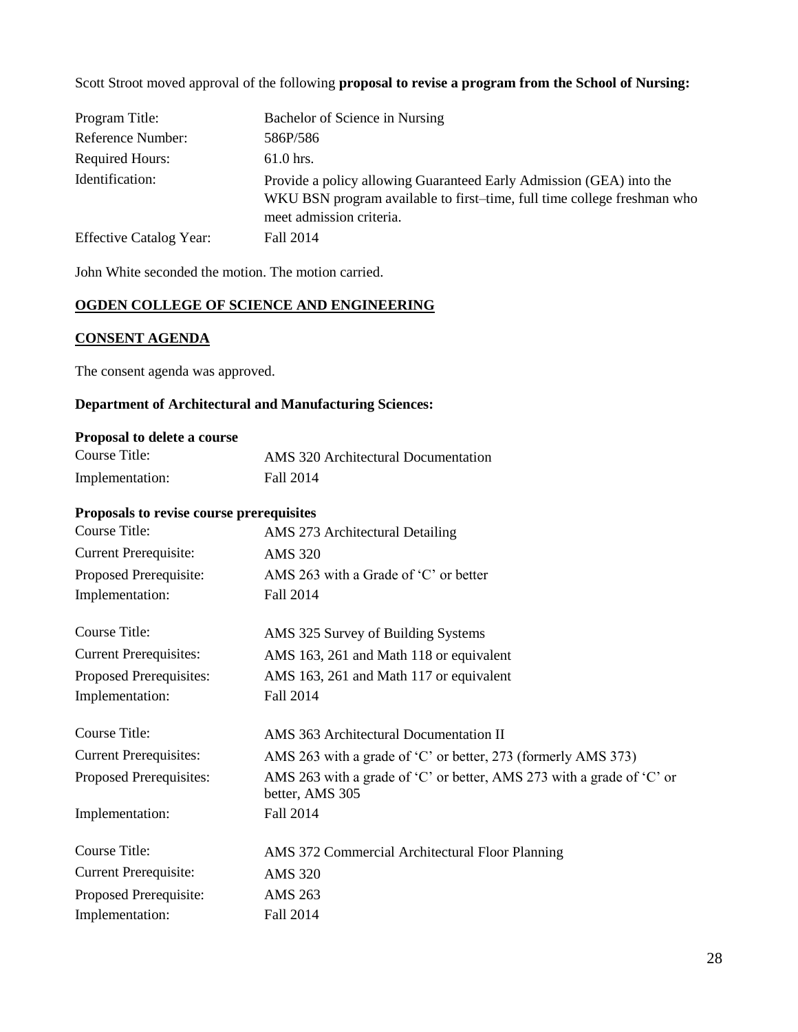Scott Stroot moved approval of the following **proposal to revise a program from the School of Nursing:**

| | |
|---|---|
| Program Title: | Bachelor of Science in Nursing |
| Reference Number: | 586P/586 |
| Required Hours: | 61.0 hrs. |
| Identification: | Provide a policy allowing Guaranteed Early Admission (GEA) into the WKU BSN program available to first–time, full time college freshman who meet admission criteria. |
| Effective Catalog Year: | Fall 2014 |

John White seconded the motion. The motion carried.

## OGDEN COLLEGE OF SCIENCE AND ENGINEERING

### CONSENT AGENDA

The consent agenda was approved.

### Department of Architectural and Manufacturing Sciences:

**Proposal to delete a course**

| | |
|---|---|
| Course Title: | AMS 320 Architectural Documentation |
| Implementation: | Fall 2014 |

**Proposals to revise course prerequisites**

| | |
|---|---|
| Course Title: | AMS 273 Architectural Detailing |
| Current Prerequisite: | AMS 320 |
| Proposed Prerequisite: | AMS 263 with a Grade of 'C' or better |
| Implementation: | Fall 2014 |

| | |
|---|---|
| Course Title: | AMS 325 Survey of Building Systems |
| Current Prerequisites: | AMS 163, 261 and Math 118 or equivalent |
| Proposed Prerequisites: | AMS 163, 261 and Math 117 or equivalent |
| Implementation: | Fall 2014 |

| | |
|---|---|
| Course Title: | AMS 363 Architectural Documentation II |
| Current Prerequisites: | AMS 263 with a grade of 'C' or better, 273 (formerly AMS 373) |
| Proposed Prerequisites: | AMS 263 with a grade of 'C' or better, AMS 273 with a grade of 'C' or better, AMS 305 |
| Implementation: | Fall 2014 |

| | |
|---|---|
| Course Title: | AMS 372 Commercial Architectural Floor Planning |
| Current Prerequisite: | AMS 320 |
| Proposed Prerequisite: | AMS 263 |
| Implementation: | Fall 2014 |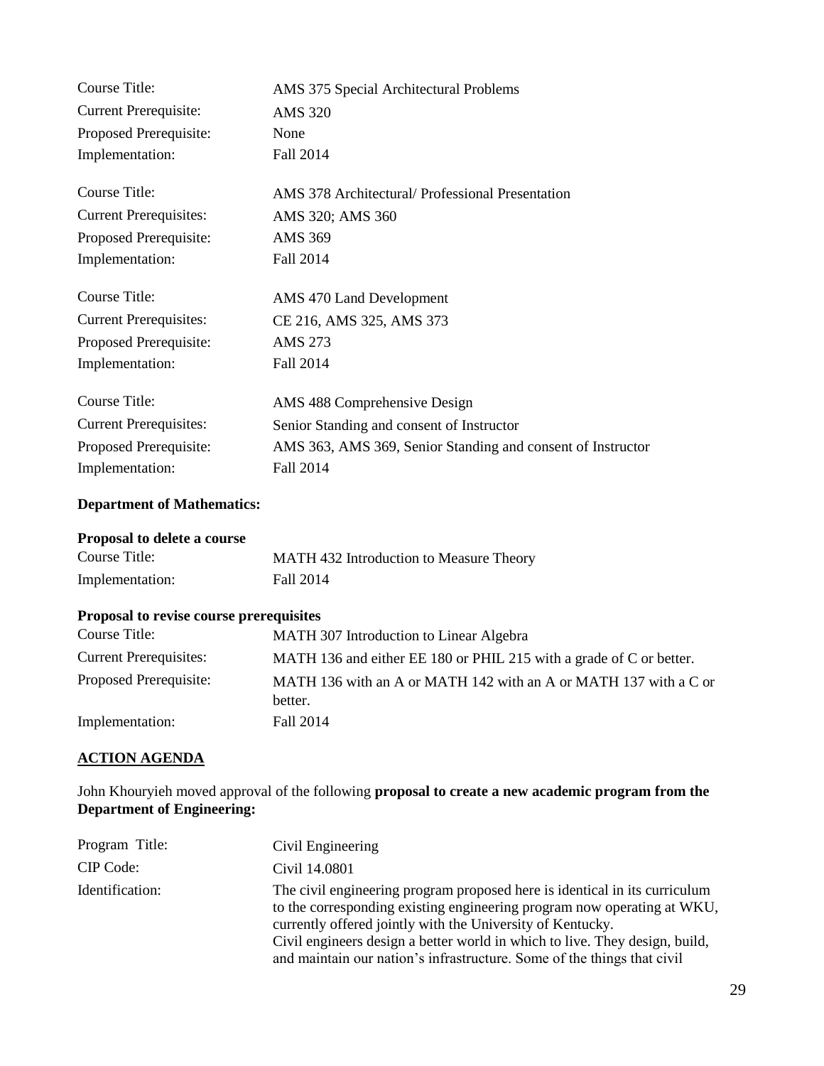| | |
|---|---|
| Course Title: | AMS 375 Special Architectural Problems |
| Current Prerequisite: | AMS 320 |
| Proposed Prerequisite: | None |
| Implementation: | Fall 2014 |

| | |
|---|---|
| Course Title: | AMS 378 Architectural/ Professional Presentation |
| Current Prerequisites: | AMS 320; AMS 360 |
| Proposed Prerequisite: | AMS 369 |
| Implementation: | Fall 2014 |

| | |
|---|---|
| Course Title: | AMS 470 Land Development |
| Current Prerequisites: | CE 216, AMS 325, AMS 373 |
| Proposed Prerequisite: | AMS 273 |
| Implementation: | Fall 2014 |

| | |
|---|---|
| Course Title: | AMS 488 Comprehensive Design |
| Current Prerequisites: | Senior Standing and consent of Instructor |
| Proposed Prerequisite: | AMS 363, AMS 369, Senior Standing and consent of Instructor |
| Implementation: | Fall 2014 |

**Department of Mathematics:**

**Proposal to delete a course**

| | |
|---|---|
| Course Title: | MATH 432 Introduction to Measure Theory |
| Implementation: | Fall 2014 |

**Proposal to revise course prerequisites**

| | |
|---|---|
| Course Title: | MATH 307 Introduction to Linear Algebra |
| Current Prerequisites: | MATH 136 and either EE 180 or PHIL 215 with a grade of C or better. |
| Proposed Prerequisite: | MATH 136 with an A or MATH 142 with an A or MATH 137 with a C or better. |
| Implementation: | Fall 2014 |

## ACTION AGENDA

John Khouryieh moved approval of the following **proposal to create a new academic program from the Department of Engineering:**

| | |
|---|---|
| Program Title: | Civil Engineering |
| CIP Code: | Civil 14.0801 |
| Identification: | The civil engineering program proposed here is identical in its curriculum to the corresponding existing engineering program now operating at WKU, currently offered jointly with the University of Kentucky. Civil engineers design a better world in which to live. They design, build, and maintain our nation's infrastructure. Some of the things that civil |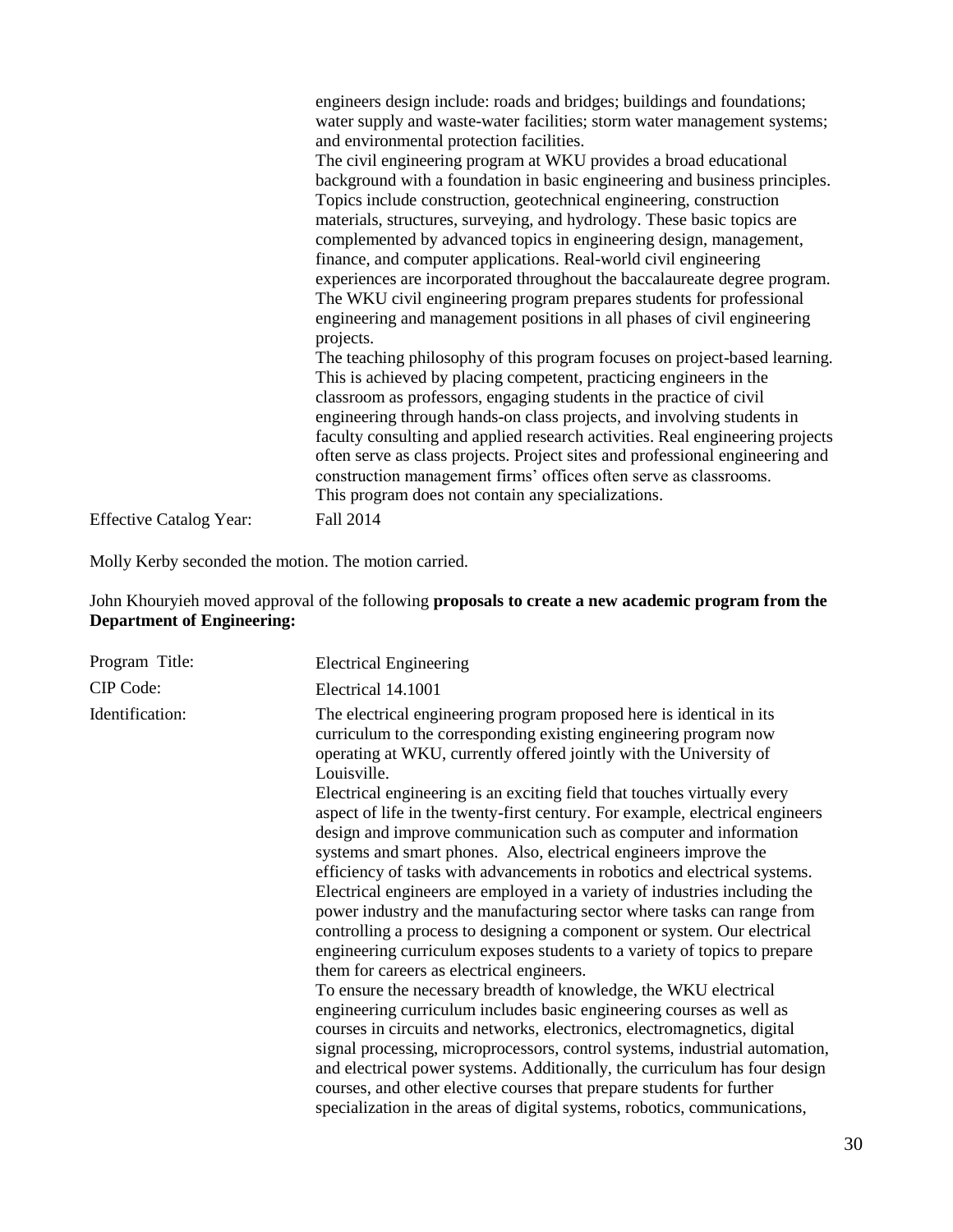engineers design include: roads and bridges; buildings and foundations; water supply and waste-water facilities; storm water management systems; and environmental protection facilities.

The civil engineering program at WKU provides a broad educational background with a foundation in basic engineering and business principles. Topics include construction, geotechnical engineering, construction materials, structures, surveying, and hydrology. These basic topics are complemented by advanced topics in engineering design, management, finance, and computer applications. Real-world civil engineering experiences are incorporated throughout the baccalaureate degree program. The WKU civil engineering program prepares students for professional engineering and management positions in all phases of civil engineering projects.

The teaching philosophy of this program focuses on project-based learning. This is achieved by placing competent, practicing engineers in the classroom as professors, engaging students in the practice of civil engineering through hands-on class projects, and involving students in faculty consulting and applied research activities. Real engineering projects often serve as class projects. Project sites and professional engineering and construction management firms' offices often serve as classrooms.

This program does not contain any specializations.

| | |
|---|---|
| Effective Catalog Year: | Fall 2014 |

Molly Kerby seconded the motion. The motion carried.

John Khouryieh moved approval of the following **proposals to create a new academic program from the Department of Engineering:**

| | |
|---|---|
| Program Title: | Electrical Engineering |
| CIP Code: | Electrical 14.1001 |
| Identification: | The electrical engineering program proposed here is identical in its curriculum to the corresponding existing engineering program now operating at WKU, currently offered jointly with the University of Louisville. |

Electrical engineering is an exciting field that touches virtually every aspect of life in the twenty-first century. For example, electrical engineers design and improve communication such as computer and information systems and smart phones. Also, electrical engineers improve the efficiency of tasks with advancements in robotics and electrical systems. Electrical engineers are employed in a variety of industries including the power industry and the manufacturing sector where tasks can range from controlling a process to designing a component or system. Our electrical engineering curriculum exposes students to a variety of topics to prepare them for careers as electrical engineers.

To ensure the necessary breadth of knowledge, the WKU electrical engineering curriculum includes basic engineering courses as well as courses in circuits and networks, electronics, electromagnetics, digital signal processing, microprocessors, control systems, industrial automation, and electrical power systems. Additionally, the curriculum has four design courses, and other elective courses that prepare students for further specialization in the areas of digital systems, robotics, communications,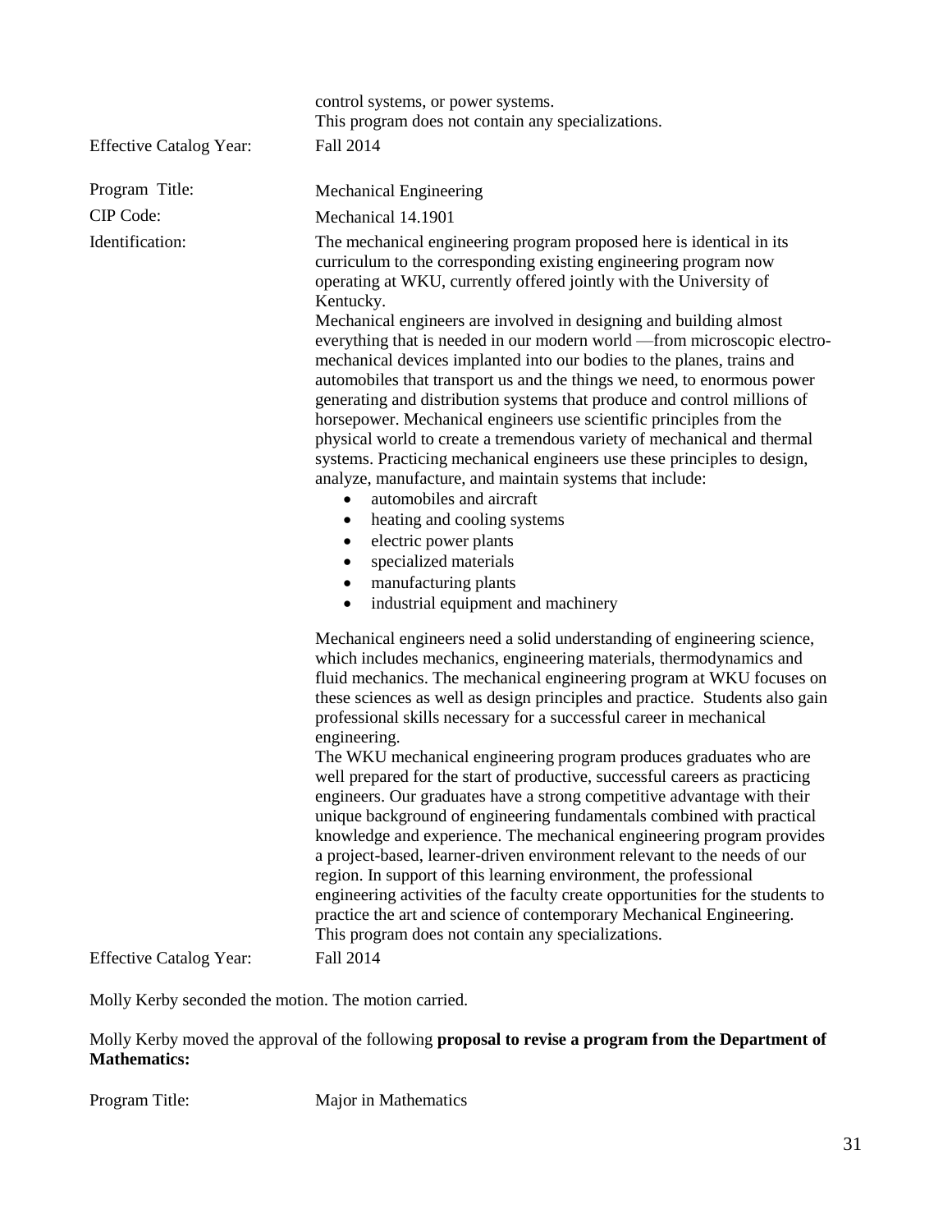| | |
|---|---|
| | control systems, or power systems.<br>This program does not contain any specializations. |
| Effective Catalog Year: | Fall 2014 |
| Program Title: | Mechanical Engineering |
| CIP Code: | Mechanical 14.1901 |
| Identification: | The mechanical engineering program proposed here is identical in its curriculum to the corresponding existing engineering program now operating at WKU, currently offered jointly with the University of Kentucky.<br>Mechanical engineers are involved in designing and building almost everything that is needed in our modern world —from microscopic electro-mechanical devices implanted into our bodies to the planes, trains and automobiles that transport us and the things we need, to enormous power generating and distribution systems that produce and control millions of horsepower. Mechanical engineers use scientific principles from the physical world to create a tremendous variety of mechanical and thermal systems. Practicing mechanical engineers use these principles to design, analyze, manufacture, and maintain systems that include:<br>• automobiles and aircraft<br>• heating and cooling systems<br>• electric power plants<br>• specialized materials<br>• manufacturing plants<br>• industrial equipment and machinery<br><br>Mechanical engineers need a solid understanding of engineering science, which includes mechanics, engineering materials, thermodynamics and fluid mechanics. The mechanical engineering program at WKU focuses on these sciences as well as design principles and practice. Students also gain professional skills necessary for a successful career in mechanical engineering.<br>The WKU mechanical engineering program produces graduates who are well prepared for the start of productive, successful careers as practicing engineers. Our graduates have a strong competitive advantage with their unique background of engineering fundamentals combined with practical knowledge and experience. The mechanical engineering program provides a project-based, learner-driven environment relevant to the needs of our region. In support of this learning environment, the professional engineering activities of the faculty create opportunities for the students to practice the art and science of contemporary Mechanical Engineering.<br>This program does not contain any specializations. |
| Effective Catalog Year: | Fall 2014 |

Molly Kerby seconded the motion. The motion carried.

Molly Kerby moved the approval of the following **proposal to revise a program from the Department of Mathematics:**

| | |
|---|---|
| Program Title: | Major in Mathematics |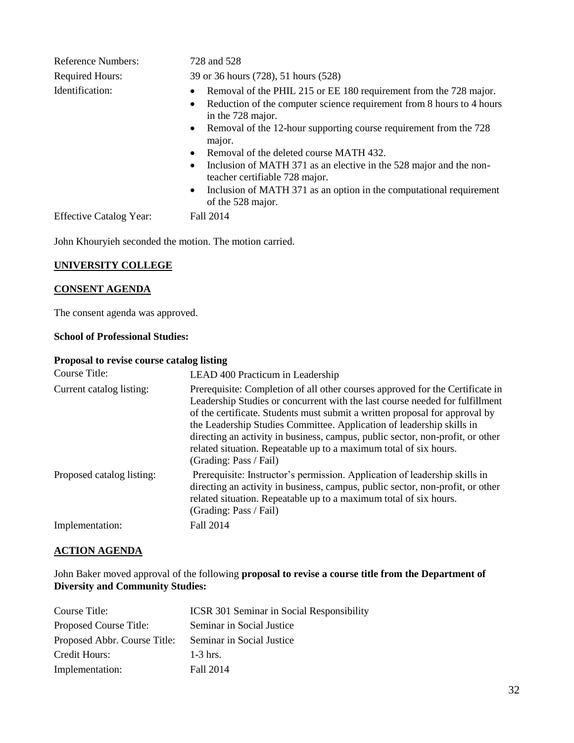| | |
|---|---|
| Reference Numbers: | 728 and 528 |
| Required Hours: | 39 or 36 hours (728), 51 hours (528) |
| Identification: | • Removal of the PHIL 215 or EE 180 requirement from the 728 major.<br>• Reduction of the computer science requirement from 8 hours to 4 hours in the 728 major.<br>• Removal of the 12-hour supporting course requirement from the 728 major.<br>• Removal of the deleted course MATH 432.<br>• Inclusion of MATH 371 as an elective in the 528 major and the non-teacher certifiable 728 major.<br>• Inclusion of MATH 371 as an option in the computational requirement of the 528 major. |
| Effective Catalog Year: | Fall 2014 |

John Khouryieh seconded the motion. The motion carried.

## UNIVERSITY COLLEGE

### CONSENT AGENDA

The consent agenda was approved.

**School of Professional Studies:**

**Proposal to revise course catalog listing**

| | |
|---|---|
| Course Title: | LEAD 400 Practicum in Leadership |
| Current catalog listing: | Prerequisite: Completion of all other courses approved for the Certificate in Leadership Studies or concurrent with the last course needed for fulfillment of the certificate. Students must submit a written proposal for approval by the Leadership Studies Committee. Application of leadership skills in directing an activity in business, campus, public sector, non-profit, or other related situation. Repeatable up to a maximum total of six hours. (Grading: Pass / Fail) |
| Proposed catalog listing: | Prerequisite: Instructor's permission. Application of leadership skills in directing an activity in business, campus, public sector, non-profit, or other related situation. Repeatable up to a maximum total of six hours. (Grading: Pass / Fail) |
| Implementation: | Fall 2014 |

### ACTION AGENDA

John Baker moved approval of the following **proposal to revise a course title from the Department of Diversity and Community Studies:**

| | |
|---|---|
| Course Title: | ICSR 301 Seminar in Social Responsibility |
| Proposed Course Title: | Seminar in Social Justice |
| Proposed Abbr. Course Title: | Seminar in Social Justice |
| Credit Hours: | 1-3 hrs. |
| Implementation: | Fall 2014 |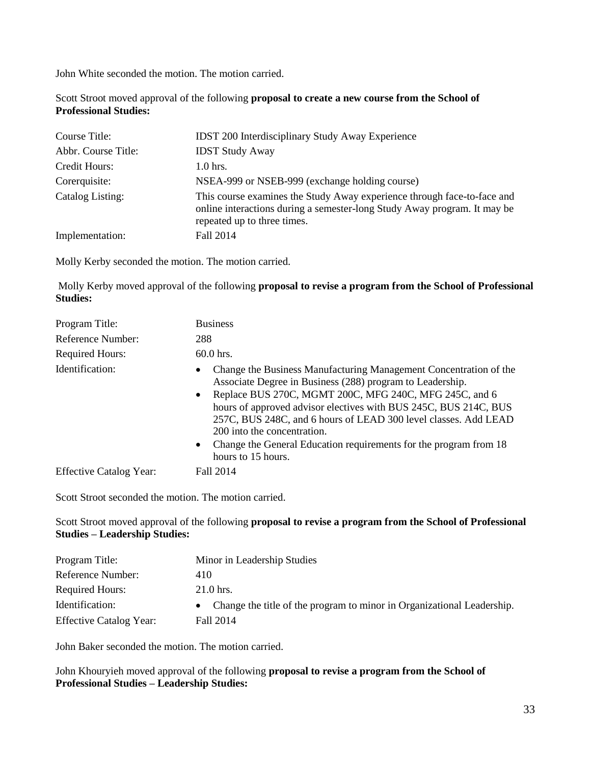John White seconded the motion. The motion carried.

Scott Stroot moved approval of the following **proposal to create a new course from the School of Professional Studies:**

| | |
|---|---|
| Course Title: | IDST 200 Interdisciplinary Study Away Experience |
| Abbr. Course Title: | IDST Study Away |
| Credit Hours: | 1.0 hrs. |
| Corerquisite: | NSEA-999 or NSEB-999 (exchange holding course) |
| Catalog Listing: | This course examines the Study Away experience through face-to-face and online interactions during a semester-long Study Away program. It may be repeated up to three times. |
| Implementation: | Fall 2014 |

Molly Kerby seconded the motion. The motion carried.

Molly Kerby moved approval of the following **proposal to revise a program from the School of Professional Studies:**

| | |
|---|---|
| Program Title: | Business |
| Reference Number: | 288 |
| Required Hours: | 60.0 hrs. |
| Identification: | • Change the Business Manufacturing Management Concentration of the Associate Degree in Business (288) program to Leadership.<br>• Replace BUS 270C, MGMT 200C, MFG 240C, MFG 245C, and 6 hours of approved advisor electives with BUS 245C, BUS 214C, BUS 257C, BUS 248C, and 6 hours of LEAD 300 level classes. Add LEAD 200 into the concentration.<br>• Change the General Education requirements for the program from 18 hours to 15 hours. |
| Effective Catalog Year: | Fall 2014 |

Scott Stroot seconded the motion. The motion carried.

Scott Stroot moved approval of the following **proposal to revise a program from the School of Professional Studies – Leadership Studies:**

| | |
|---|---|
| Program Title: | Minor in Leadership Studies |
| Reference Number: | 410 |
| Required Hours: | 21.0 hrs. |
| Identification: | • Change the title of the program to minor in Organizational Leadership. |
| Effective Catalog Year: | Fall 2014 |

John Baker seconded the motion. The motion carried.

John Khouryieh moved approval of the following **proposal to revise a program from the School of Professional Studies – Leadership Studies:**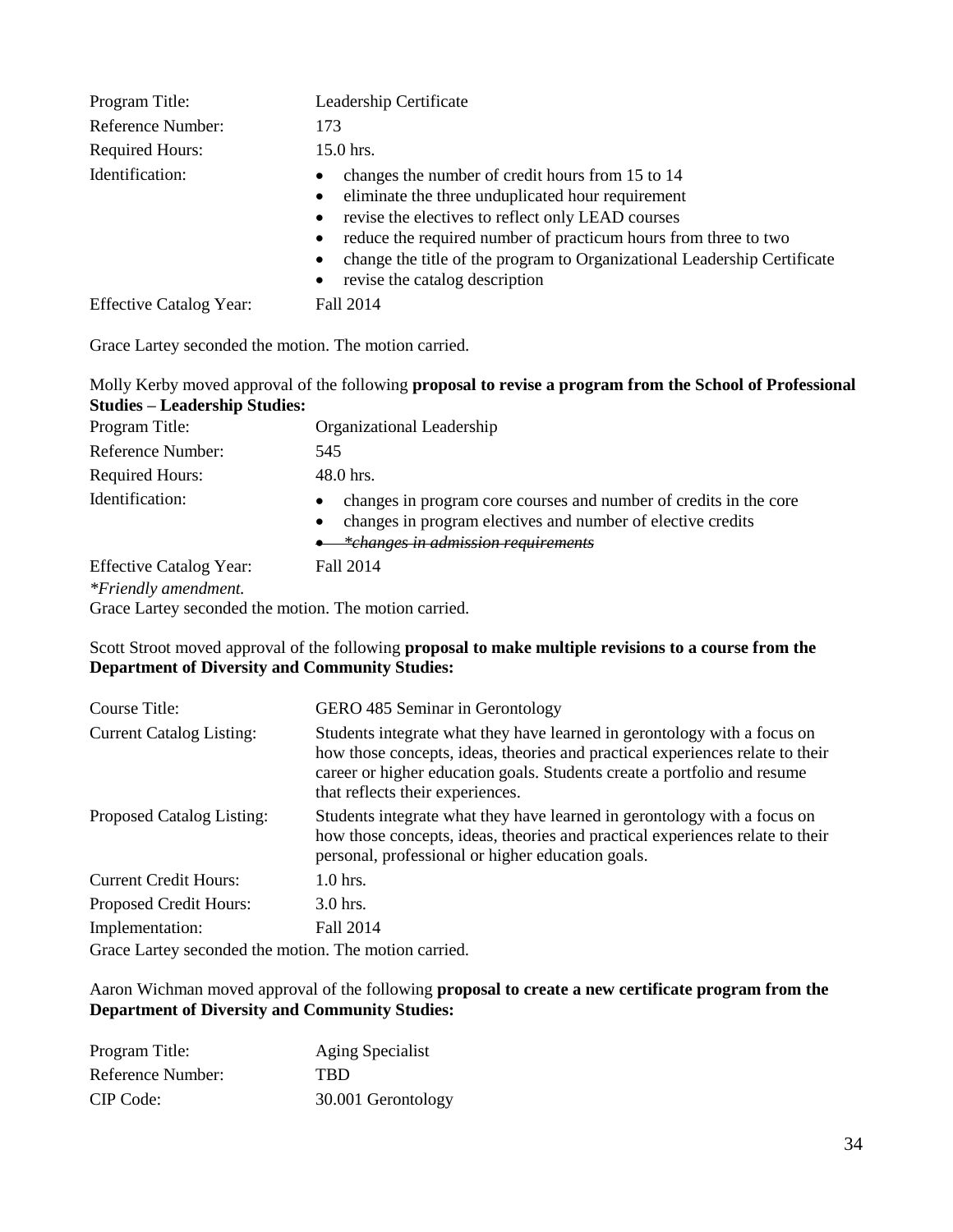| | |
|---|---|
| Program Title: | Leadership Certificate |
| Reference Number: | 173 |
| Required Hours: | 15.0 hrs. |
| Identification: | • changes the number of credit hours from 15 to 14<br>• eliminate the three unduplicated hour requirement<br>• revise the electives to reflect only LEAD courses<br>• reduce the required number of practicum hours from three to two<br>• change the title of the program to Organizational Leadership Certificate<br>• revise the catalog description |
| Effective Catalog Year: | Fall 2014 |

Grace Lartey seconded the motion. The motion carried.

Molly Kerby moved approval of the following **proposal to revise a program from the School of Professional Studies – Leadership Studies:**

| | |
|---|---|
| Program Title: | Organizational Leadership |
| Reference Number: | 545 |
| Required Hours: | 48.0 hrs. |
| Identification: | • changes in program core courses and number of credits in the core<br>• changes in program electives and number of elective credits<br>• ~~*\*changes in admission requirements*~~ |
| Effective Catalog Year: | Fall 2014 |

*\*Friendly amendment.*

Grace Lartey seconded the motion. The motion carried.

Scott Stroot moved approval of the following **proposal to make multiple revisions to a course from the Department of Diversity and Community Studies:**

| | |
|---|---|
| Course Title: | GERO 485 Seminar in Gerontology |
| Current Catalog Listing: | Students integrate what they have learned in gerontology with a focus on how those concepts, ideas, theories and practical experiences relate to their career or higher education goals. Students create a portfolio and resume that reflects their experiences. |
| Proposed Catalog Listing: | Students integrate what they have learned in gerontology with a focus on how those concepts, ideas, theories and practical experiences relate to their personal, professional or higher education goals. |
| Current Credit Hours: | 1.0 hrs. |
| Proposed Credit Hours: | 3.0 hrs. |
| Implementation: | Fall 2014 |

Grace Lartey seconded the motion. The motion carried.

Aaron Wichman moved approval of the following **proposal to create a new certificate program from the Department of Diversity and Community Studies:**

| | |
|---|---|
| Program Title: | Aging Specialist |
| Reference Number: | TBD |
| CIP Code: | 30.001 Gerontology |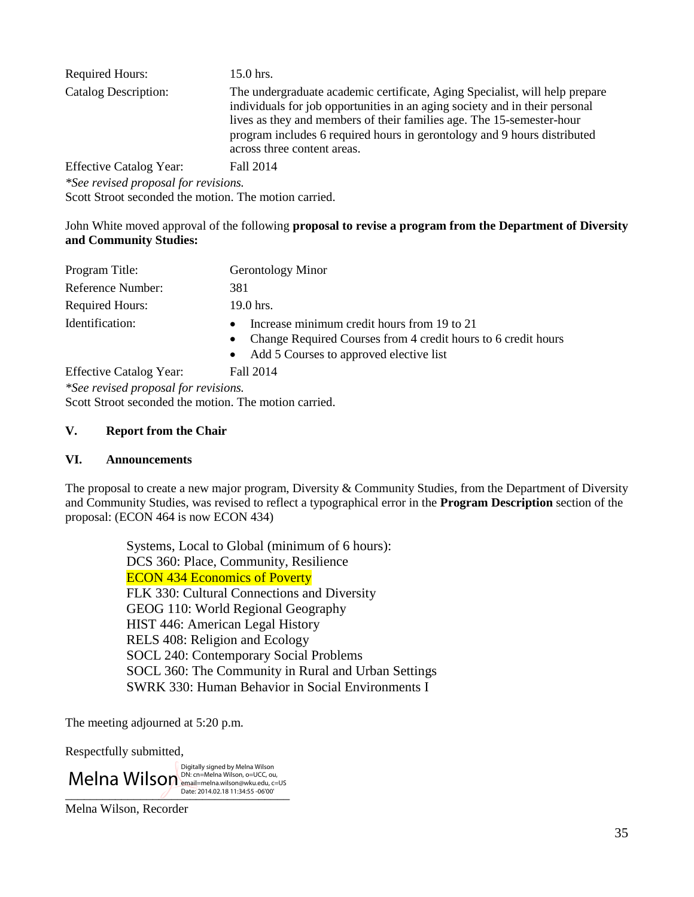| | |
|---|---|
| Required Hours: | 15.0 hrs. |
| Catalog Description: | The undergraduate academic certificate, Aging Specialist, will help prepare individuals for job opportunities in an aging society and in their personal lives as they and members of their families age. The 15-semester-hour program includes 6 required hours in gerontology and 9 hours distributed across three content areas. |
| Effective Catalog Year: | Fall 2014 |

*\*See revised proposal for revisions.*
Scott Stroot seconded the motion. The motion carried.

John White moved approval of the following **proposal to revise a program from the Department of Diversity and Community Studies:**

| | |
|---|---|
| Program Title: | Gerontology Minor |
| Reference Number: | 381 |
| Required Hours: | 19.0 hrs. |
| Identification: | • Increase minimum credit hours from 19 to 21<br>• Change Required Courses from 4 credit hours to 6 credit hours<br>• Add 5 Courses to approved elective list |
| Effective Catalog Year: | Fall 2014 |

*\*See revised proposal for revisions.*
Scott Stroot seconded the motion. The motion carried.

## V. Report from the Chair

## VI. Announcements

The proposal to create a new major program, Diversity & Community Studies, from the Department of Diversity and Community Studies, was revised to reflect a typographical error in the **Program Description** section of the proposal: (ECON 464 is now ECON 434)

Systems, Local to Global (minimum of 6 hours):
DCS 360: Place, Community, Resilience
ECON 434 Economics of Poverty
FLK 330: Cultural Connections and Diversity
GEOG 110: World Regional Geography
HIST 446: American Legal History
RELS 408: Religion and Ecology
SOCL 240: Contemporary Social Problems
SOCL 360: The Community in Rural and Urban Settings
SWRK 330: Human Behavior in Social Environments I

The meeting adjourned at 5:20 p.m.

Respectfully submitted,

Melna Wilson
Digitally signed by Melna Wilson
DN: cn=Melna Wilson, o=UCC, ou, email=melna.wilson@wku.edu, c=US
Date: 2014.02.18 11:34:55 -06'00'

Melna Wilson, Recorder